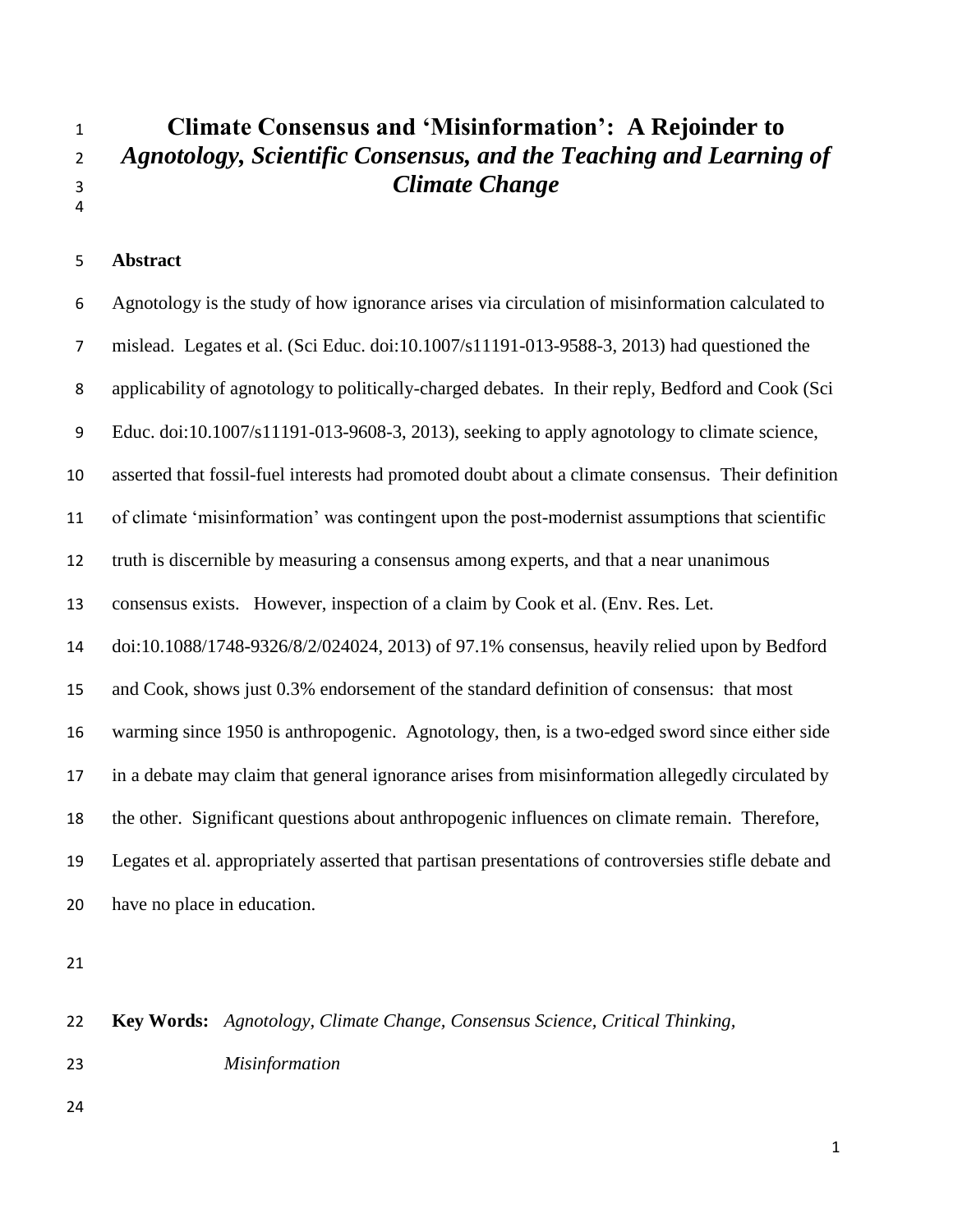# Climate Consensus and 'Misinformation': A Rejoinder to *Agnotology, Scientific Consensus, and the Teaching and Learning of Climate Change*

## Abstract

Agnotology is the study of how ignorance arises via circulation of misinformation calculated to mislead. Legates et al. (Sci Educ. doi:10.1007/s11191-013-9588-3, 2013) had questioned the applicability of agnotology to politically-charged debates. In their reply, Bedford and Cook (Sci Educ. doi:10.1007/s11191-013-9608-3, 2013), seeking to apply agnotology to climate science, asserted that fossil-fuel interests had promoted doubt about a climate consensus. Their definition of climate 'misinformation' was contingent upon the post-modernist assumptions that scientific truth is discernible by measuring a consensus among experts, and that a near unanimous consensus exists. However, inspection of a claim by Cook et al. (Env. Res. Let. doi:10.1088/1748-9326/8/2/024024, 2013) of 97.1% consensus, heavily relied upon by Bedford and Cook, shows just 0.3% endorsement of the standard definition of consensus: that most warming since 1950 is anthropogenic. Agnotology, then, is a two-edged sword since either side in a debate may claim that general ignorance arises from misinformation allegedly circulated by the other. Significant questions about anthropogenic influences on climate remain. Therefore, Legates et al. appropriately asserted that partisan presentations of controversies stifle debate and have no place in education.

**Key Words:** *Agnotology, Climate Change, Consensus Science, Critical Thinking, Misinformation*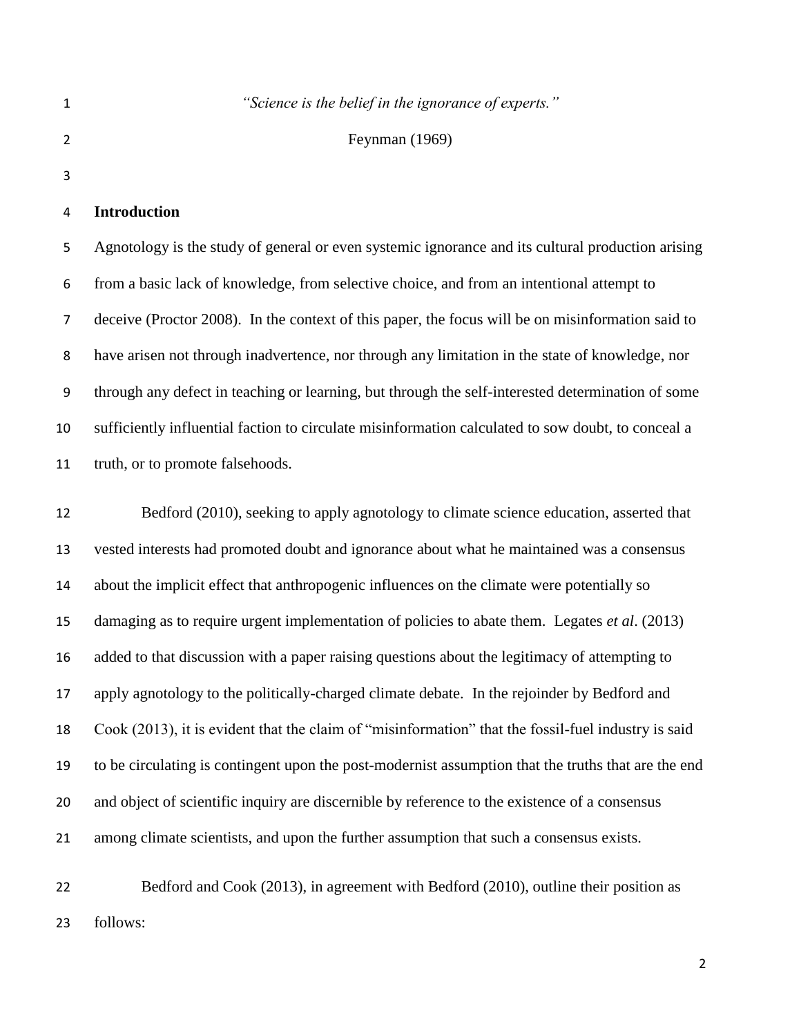*"Science is the belief in the ignorance of experts."*

Feynman (1969)

## Introduction

Agnotology is the study of general or even systemic ignorance and its cultural production arising from a basic lack of knowledge, from selective choice, and from an intentional attempt to deceive (Proctor 2008). In the context of this paper, the focus will be on misinformation said to have arisen not through inadvertence, nor through any limitation in the state of knowledge, nor through any defect in teaching or learning, but through the self-interested determination of some sufficiently influential faction to circulate misinformation calculated to sow doubt, to conceal a truth, or to promote falsehoods.

Bedford (2010), seeking to apply agnotology to climate science education, asserted that vested interests had promoted doubt and ignorance about what he maintained was a consensus about the implicit effect that anthropogenic influences on the climate were potentially so damaging as to require urgent implementation of policies to abate them. Legates *et al*. (2013) added to that discussion with a paper raising questions about the legitimacy of attempting to apply agnotology to the politically-charged climate debate. In the rejoinder by Bedford and Cook (2013), it is evident that the claim of "misinformation" that the fossil-fuel industry is said to be circulating is contingent upon the post-modernist assumption that the truths that are the end and object of scientific inquiry are discernible by reference to the existence of a consensus among climate scientists, and upon the further assumption that such a consensus exists.

Bedford and Cook (2013), in agreement with Bedford (2010), outline their position as follows: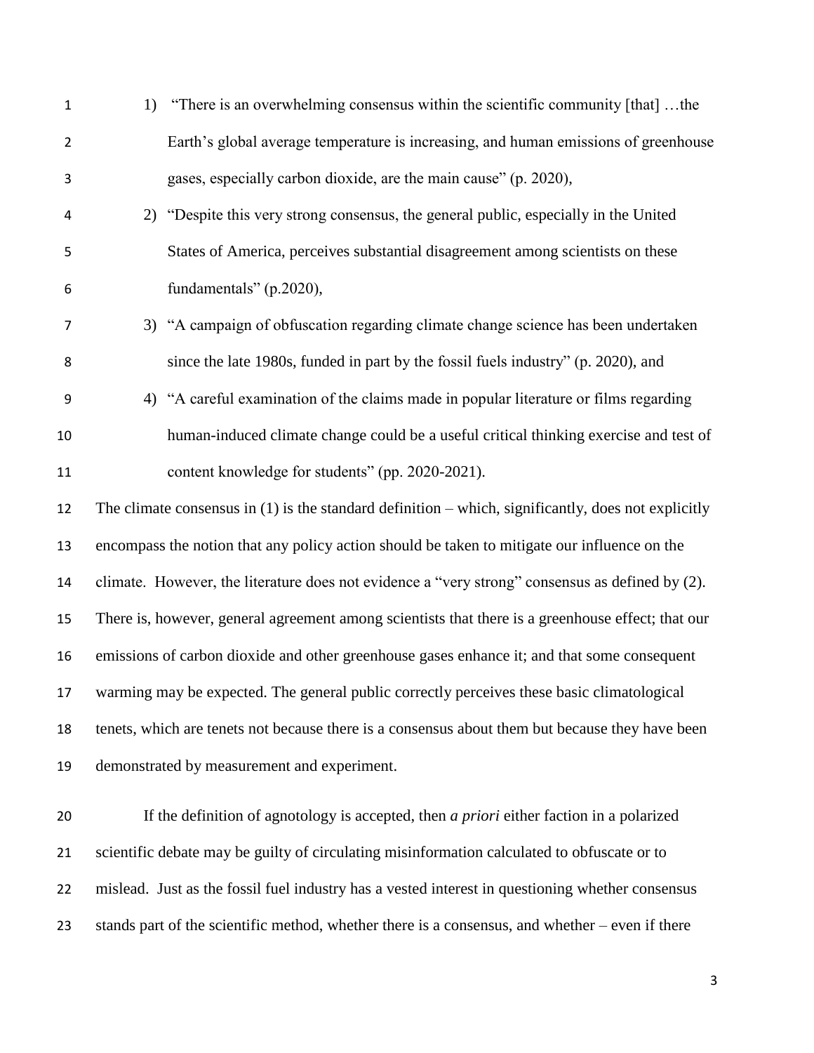1) "There is an overwhelming consensus within the scientific community [that] …the Earth's global average temperature is increasing, and human emissions of greenhouse gases, especially carbon dioxide, are the main cause" (p. 2020),
2) "Despite this very strong consensus, the general public, especially in the United States of America, perceives substantial disagreement among scientists on these fundamentals" (p.2020),
3) "A campaign of obfuscation regarding climate change science has been undertaken since the late 1980s, funded in part by the fossil fuels industry" (p. 2020), and
4) "A careful examination of the claims made in popular literature or films regarding human-induced climate change could be a useful critical thinking exercise and test of content knowledge for students" (pp. 2020-2021).

The climate consensus in (1) is the standard definition – which, significantly, does not explicitly encompass the notion that any policy action should be taken to mitigate our influence on the climate. However, the literature does not evidence a "very strong" consensus as defined by (2). There is, however, general agreement among scientists that there is a greenhouse effect; that our emissions of carbon dioxide and other greenhouse gases enhance it; and that some consequent warming may be expected. The general public correctly perceives these basic climatological tenets, which are tenets not because there is a consensus about them but because they have been demonstrated by measurement and experiment.

If the definition of agnotology is accepted, then *a priori* either faction in a polarized scientific debate may be guilty of circulating misinformation calculated to obfuscate or to mislead. Just as the fossil fuel industry has a vested interest in questioning whether consensus stands part of the scientific method, whether there is a consensus, and whether – even if there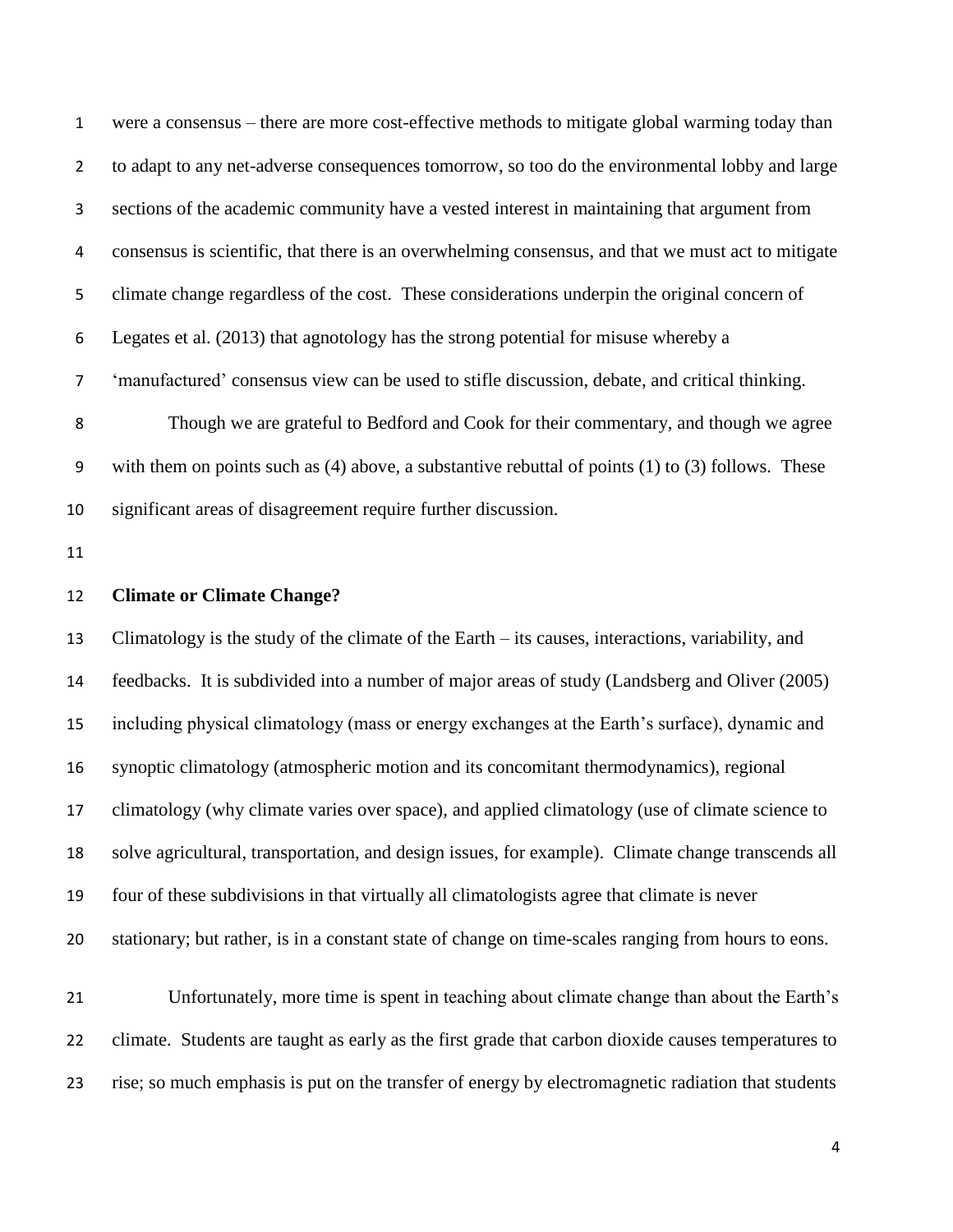were a consensus – there are more cost-effective methods to mitigate global warming today than to adapt to any net-adverse consequences tomorrow, so too do the environmental lobby and large sections of the academic community have a vested interest in maintaining that argument from consensus is scientific, that there is an overwhelming consensus, and that we must act to mitigate climate change regardless of the cost. These considerations underpin the original concern of Legates et al. (2013) that agnotology has the strong potential for misuse whereby a 'manufactured' consensus view can be used to stifle discussion, debate, and critical thinking.

Though we are grateful to Bedford and Cook for their commentary, and though we agree with them on points such as (4) above, a substantive rebuttal of points (1) to (3) follows. These significant areas of disagreement require further discussion.

## Climate or Climate Change?

Climatology is the study of the climate of the Earth – its causes, interactions, variability, and feedbacks. It is subdivided into a number of major areas of study (Landsberg and Oliver (2005) including physical climatology (mass or energy exchanges at the Earth's surface), dynamic and synoptic climatology (atmospheric motion and its concomitant thermodynamics), regional climatology (why climate varies over space), and applied climatology (use of climate science to solve agricultural, transportation, and design issues, for example). Climate change transcends all four of these subdivisions in that virtually all climatologists agree that climate is never stationary; but rather, is in a constant state of change on time-scales ranging from hours to eons.

Unfortunately, more time is spent in teaching about climate change than about the Earth's climate. Students are taught as early as the first grade that carbon dioxide causes temperatures to rise; so much emphasis is put on the transfer of energy by electromagnetic radiation that students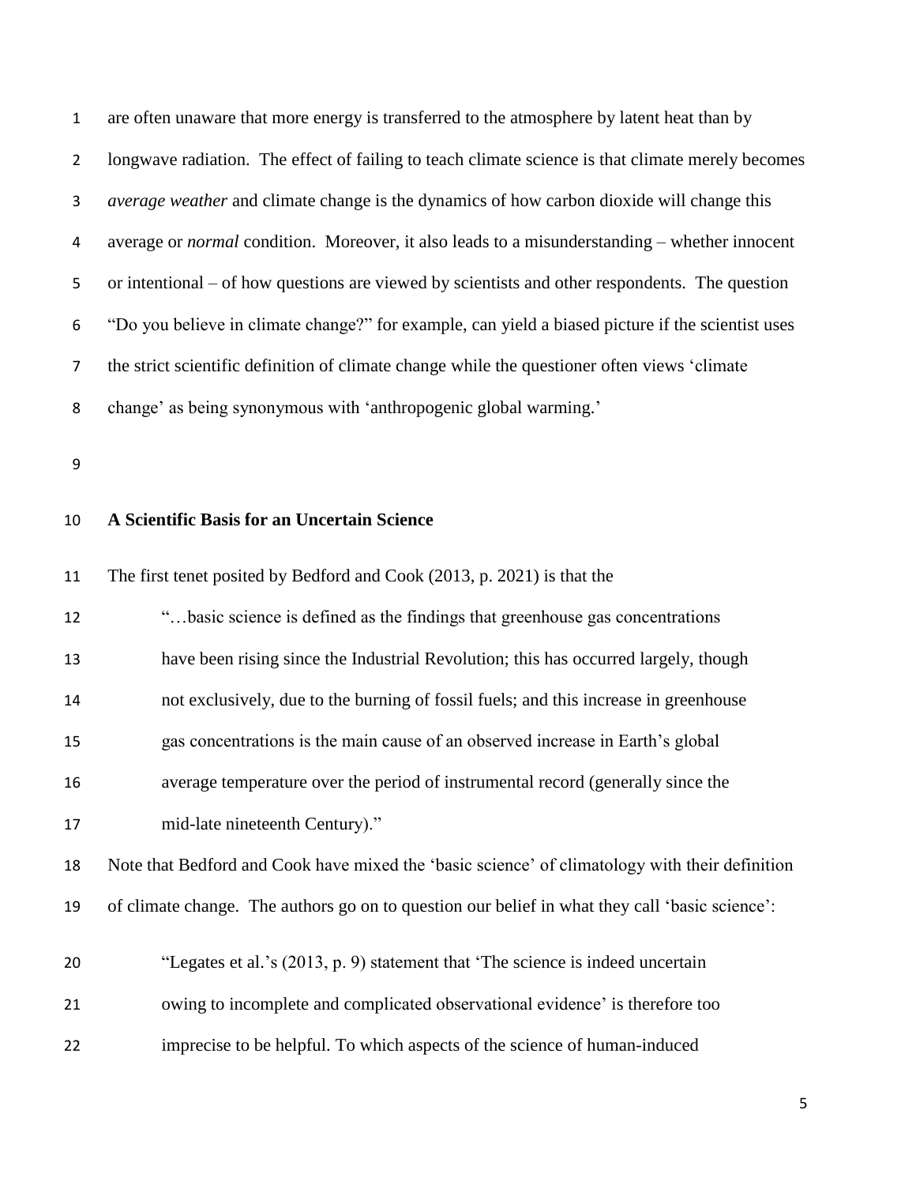are often unaware that more energy is transferred to the atmosphere by latent heat than by longwave radiation. The effect of failing to teach climate science is that climate merely becomes *average weather* and climate change is the dynamics of how carbon dioxide will change this average or *normal* condition. Moreover, it also leads to a misunderstanding – whether innocent or intentional – of how questions are viewed by scientists and other respondents. The question "Do you believe in climate change?" for example, can yield a biased picture if the scientist uses the strict scientific definition of climate change while the questioner often views 'climate change' as being synonymous with 'anthropogenic global warming.'

## A Scientific Basis for an Uncertain Science

The first tenet posited by Bedford and Cook (2013, p. 2021) is that the

> "…basic science is defined as the findings that greenhouse gas concentrations have been rising since the Industrial Revolution; this has occurred largely, though not exclusively, due to the burning of fossil fuels; and this increase in greenhouse gas concentrations is the main cause of an observed increase in Earth's global average temperature over the period of instrumental record (generally since the mid-late nineteenth Century)."

Note that Bedford and Cook have mixed the 'basic science' of climatology with their definition of climate change. The authors go on to question our belief in what they call 'basic science':

> "Legates et al.'s (2013, p. 9) statement that 'The science is indeed uncertain owing to incomplete and complicated observational evidence' is therefore too imprecise to be helpful. To which aspects of the science of human-induced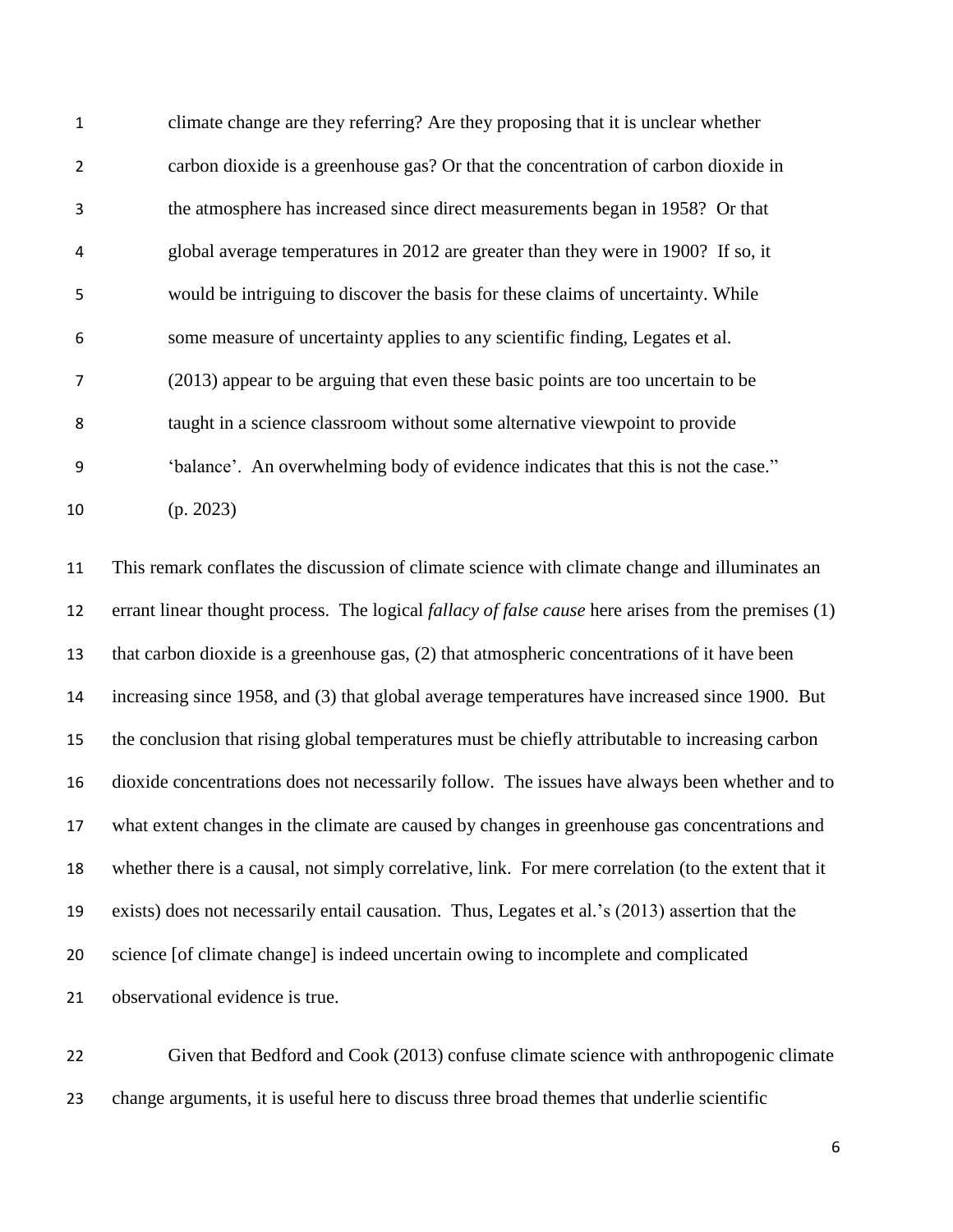climate change are they referring? Are they proposing that it is unclear whether carbon dioxide is a greenhouse gas? Or that the concentration of carbon dioxide in the atmosphere has increased since direct measurements began in 1958? Or that global average temperatures in 2012 are greater than they were in 1900? If so, it would be intriguing to discover the basis for these claims of uncertainty. While some measure of uncertainty applies to any scientific finding, Legates et al. (2013) appear to be arguing that even these basic points are too uncertain to be taught in a science classroom without some alternative viewpoint to provide 'balance'. An overwhelming body of evidence indicates that this is not the case." (p. 2023)

This remark conflates the discussion of climate science with climate change and illuminates an errant linear thought process. The logical *fallacy of false cause* here arises from the premises (1) that carbon dioxide is a greenhouse gas, (2) that atmospheric concentrations of it have been increasing since 1958, and (3) that global average temperatures have increased since 1900. But the conclusion that rising global temperatures must be chiefly attributable to increasing carbon dioxide concentrations does not necessarily follow. The issues have always been whether and to what extent changes in the climate are caused by changes in greenhouse gas concentrations and whether there is a causal, not simply correlative, link. For mere correlation (to the extent that it exists) does not necessarily entail causation. Thus, Legates et al.'s (2013) assertion that the science [of climate change] is indeed uncertain owing to incomplete and complicated observational evidence is true.

Given that Bedford and Cook (2013) confuse climate science with anthropogenic climate change arguments, it is useful here to discuss three broad themes that underlie scientific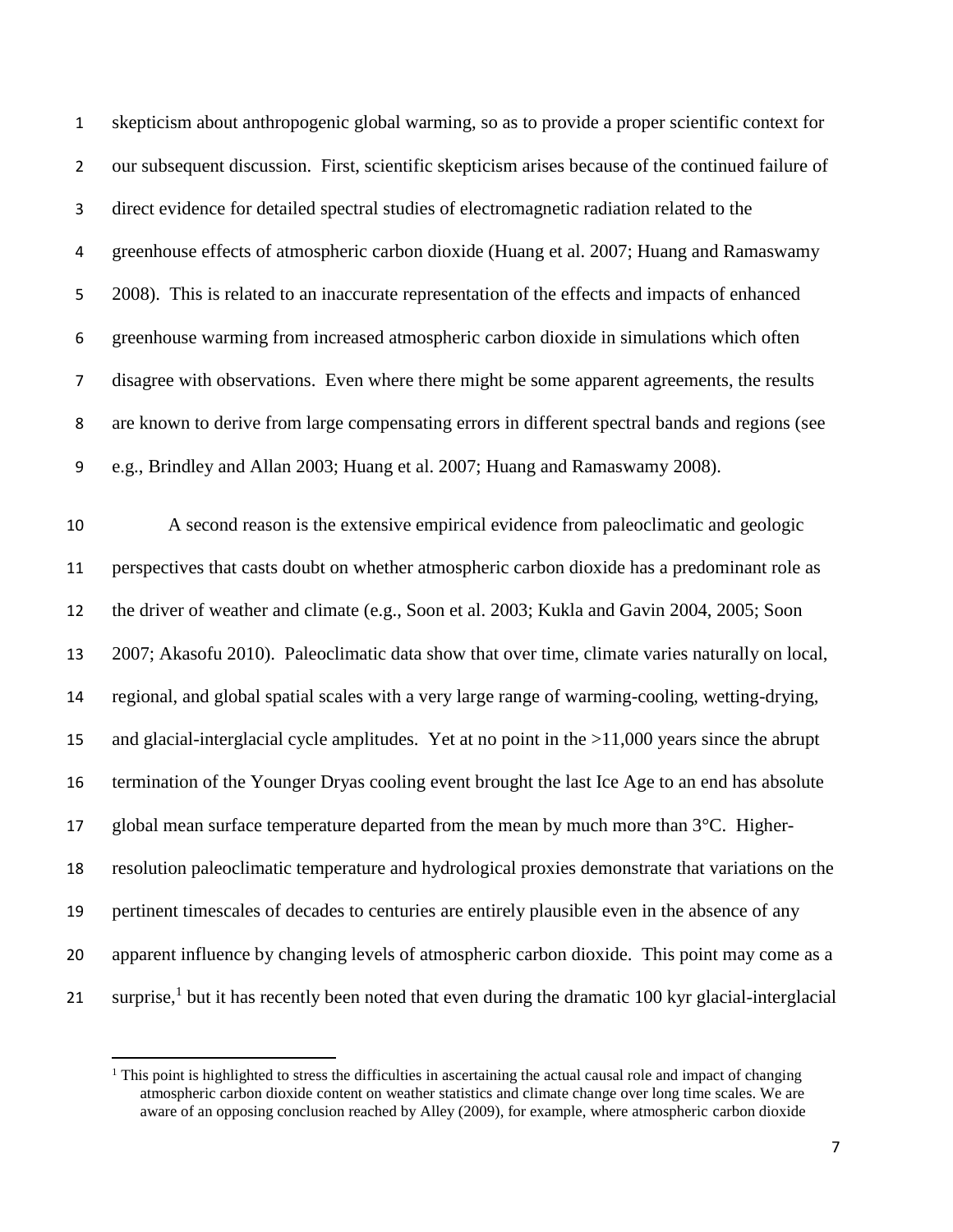skepticism about anthropogenic global warming, so as to provide a proper scientific context for our subsequent discussion. First, scientific skepticism arises because of the continued failure of direct evidence for detailed spectral studies of electromagnetic radiation related to the greenhouse effects of atmospheric carbon dioxide (Huang et al. 2007; Huang and Ramaswamy 2008). This is related to an inaccurate representation of the effects and impacts of enhanced greenhouse warming from increased atmospheric carbon dioxide in simulations which often disagree with observations. Even where there might be some apparent agreements, the results are known to derive from large compensating errors in different spectral bands and regions (see e.g., Brindley and Allan 2003; Huang et al. 2007; Huang and Ramaswamy 2008).

A second reason is the extensive empirical evidence from paleoclimatic and geologic perspectives that casts doubt on whether atmospheric carbon dioxide has a predominant role as the driver of weather and climate (e.g., Soon et al. 2003; Kukla and Gavin 2004, 2005; Soon 2007; Akasofu 2010). Paleoclimatic data show that over time, climate varies naturally on local, regional, and global spatial scales with a very large range of warming-cooling, wetting-drying, and glacial-interglacial cycle amplitudes. Yet at no point in the >11,000 years since the abrupt termination of the Younger Dryas cooling event brought the last Ice Age to an end has absolute global mean surface temperature departed from the mean by much more than 3°C. Higher-resolution paleoclimatic temperature and hydrological proxies demonstrate that variations on the pertinent timescales of decades to centuries are entirely plausible even in the absence of any apparent influence by changing levels of atmospheric carbon dioxide. This point may come as a surprise,[1] but it has recently been noted that even during the dramatic 100 kyr glacial-interglacial

[1] This point is highlighted to stress the difficulties in ascertaining the actual causal role and impact of changing atmospheric carbon dioxide content on weather statistics and climate change over long time scales. We are aware of an opposing conclusion reached by Alley (2009), for example, where atmospheric carbon dioxide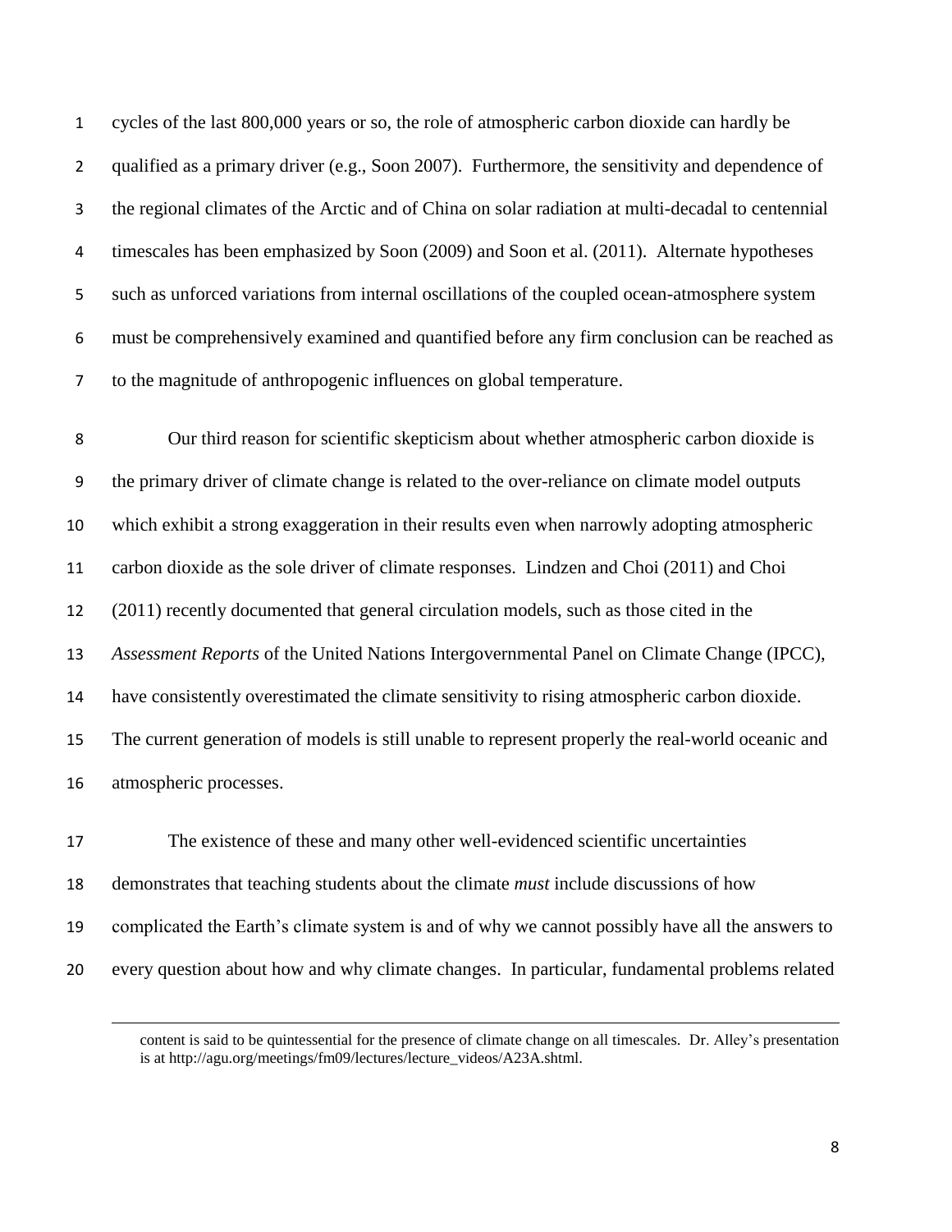cycles of the last 800,000 years or so, the role of atmospheric carbon dioxide can hardly be qualified as a primary driver (e.g., Soon 2007). Furthermore, the sensitivity and dependence of the regional climates of the Arctic and of China on solar radiation at multi-decadal to centennial timescales has been emphasized by Soon (2009) and Soon et al. (2011). Alternate hypotheses such as unforced variations from internal oscillations of the coupled ocean-atmosphere system must be comprehensively examined and quantified before any firm conclusion can be reached as to the magnitude of anthropogenic influences on global temperature.

Our third reason for scientific skepticism about whether atmospheric carbon dioxide is the primary driver of climate change is related to the over-reliance on climate model outputs which exhibit a strong exaggeration in their results even when narrowly adopting atmospheric carbon dioxide as the sole driver of climate responses. Lindzen and Choi (2011) and Choi (2011) recently documented that general circulation models, such as those cited in the *Assessment Reports* of the United Nations Intergovernmental Panel on Climate Change (IPCC), have consistently overestimated the climate sensitivity to rising atmospheric carbon dioxide. The current generation of models is still unable to represent properly the real-world oceanic and atmospheric processes.

The existence of these and many other well-evidenced scientific uncertainties demonstrates that teaching students about the climate *must* include discussions of how complicated the Earth's climate system is and of why we cannot possibly have all the answers to every question about how and why climate changes. In particular, fundamental problems related

---

content is said to be quintessential for the presence of climate change on all timescales. Dr. Alley's presentation is at http://agu.org/meetings/fm09/lectures/lecture_videos/A23A.shtml.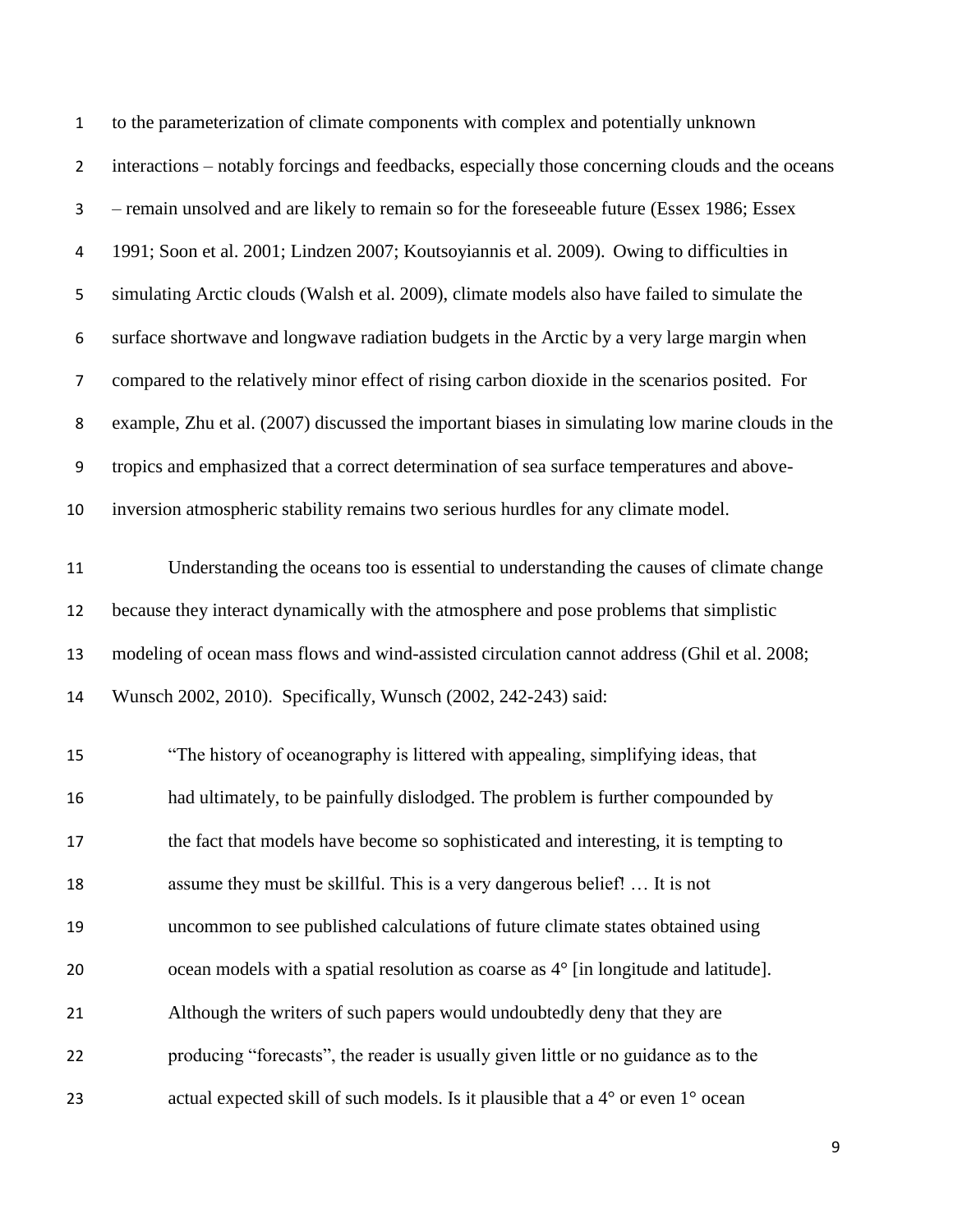to the parameterization of climate components with complex and potentially unknown interactions – notably forcings and feedbacks, especially those concerning clouds and the oceans – remain unsolved and are likely to remain so for the foreseeable future (Essex 1986; Essex 1991; Soon et al. 2001; Lindzen 2007; Koutsoyiannis et al. 2009). Owing to difficulties in simulating Arctic clouds (Walsh et al. 2009), climate models also have failed to simulate the surface shortwave and longwave radiation budgets in the Arctic by a very large margin when compared to the relatively minor effect of rising carbon dioxide in the scenarios posited. For example, Zhu et al. (2007) discussed the important biases in simulating low marine clouds in the tropics and emphasized that a correct determination of sea surface temperatures and above-inversion atmospheric stability remains two serious hurdles for any climate model.

Understanding the oceans too is essential to understanding the causes of climate change because they interact dynamically with the atmosphere and pose problems that simplistic modeling of ocean mass flows and wind-assisted circulation cannot address (Ghil et al. 2008; Wunsch 2002, 2010). Specifically, Wunsch (2002, 242-243) said:

> "The history of oceanography is littered with appealing, simplifying ideas, that had ultimately, to be painfully dislodged. The problem is further compounded by the fact that models have become so sophisticated and interesting, it is tempting to assume they must be skillful. This is a very dangerous belief! … It is not uncommon to see published calculations of future climate states obtained using ocean models with a spatial resolution as coarse as 4° [in longitude and latitude]. Although the writers of such papers would undoubtedly deny that they are producing "forecasts", the reader is usually given little or no guidance as to the actual expected skill of such models. Is it plausible that a 4° or even 1° ocean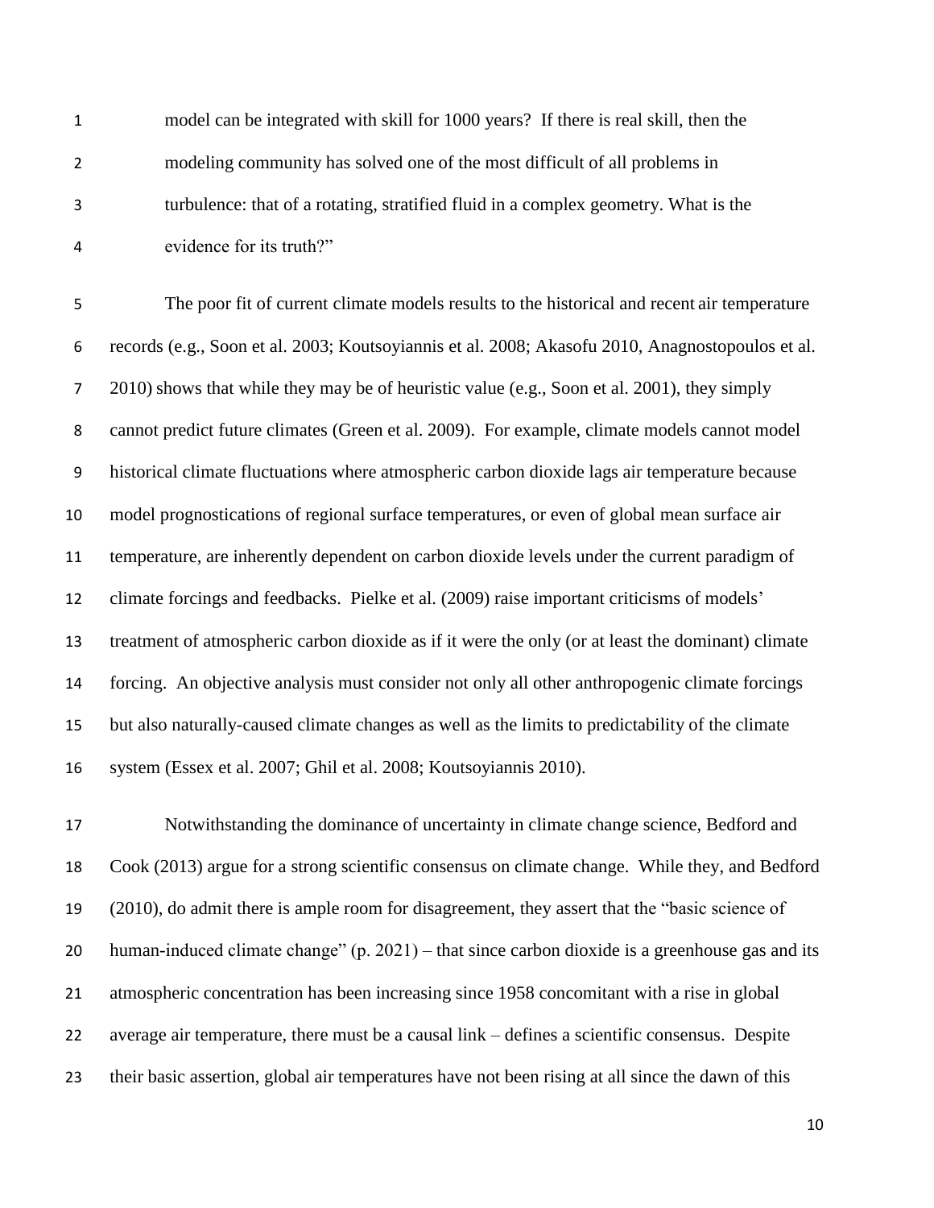model can be integrated with skill for 1000 years? If there is real skill, then the modeling community has solved one of the most difficult of all problems in turbulence: that of a rotating, stratified fluid in a complex geometry. What is the evidence for its truth?"

The poor fit of current climate models results to the historical and recent air temperature records (e.g., Soon et al. 2003; Koutsoyiannis et al. 2008; Akasofu 2010, Anagnostopoulos et al. 2010) shows that while they may be of heuristic value (e.g., Soon et al. 2001), they simply cannot predict future climates (Green et al. 2009). For example, climate models cannot model historical climate fluctuations where atmospheric carbon dioxide lags air temperature because model prognostications of regional surface temperatures, or even of global mean surface air temperature, are inherently dependent on carbon dioxide levels under the current paradigm of climate forcings and feedbacks. Pielke et al. (2009) raise important criticisms of models' treatment of atmospheric carbon dioxide as if it were the only (or at least the dominant) climate forcing. An objective analysis must consider not only all other anthropogenic climate forcings but also naturally-caused climate changes as well as the limits to predictability of the climate system (Essex et al. 2007; Ghil et al. 2008; Koutsoyiannis 2010).

Notwithstanding the dominance of uncertainty in climate change science, Bedford and Cook (2013) argue for a strong scientific consensus on climate change. While they, and Bedford (2010), do admit there is ample room for disagreement, they assert that the "basic science of human-induced climate change" (p. 2021) – that since carbon dioxide is a greenhouse gas and its atmospheric concentration has been increasing since 1958 concomitant with a rise in global average air temperature, there must be a causal link – defines a scientific consensus. Despite their basic assertion, global air temperatures have not been rising at all since the dawn of this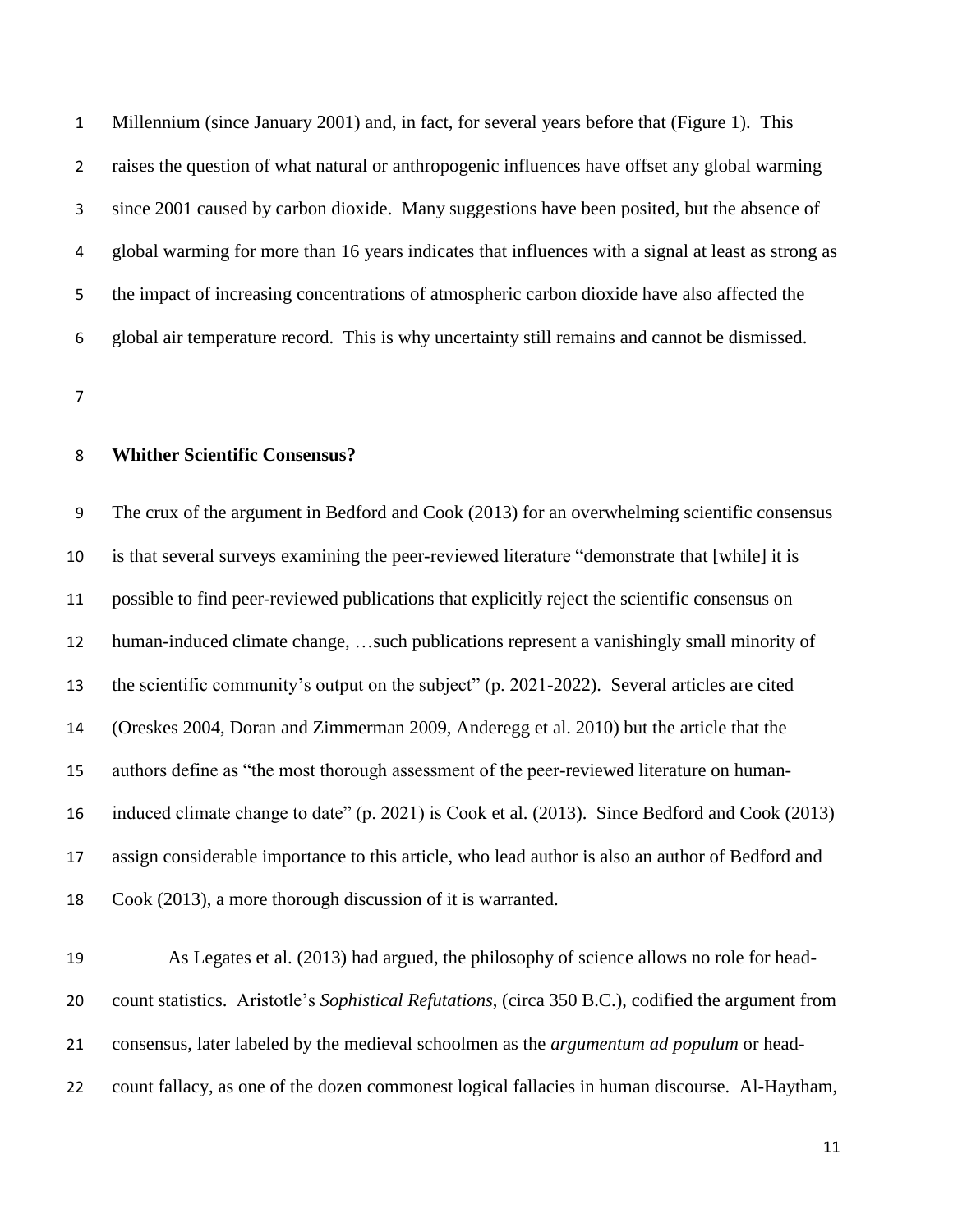Millennium (since January 2001) and, in fact, for several years before that (Figure 1). This raises the question of what natural or anthropogenic influences have offset any global warming since 2001 caused by carbon dioxide. Many suggestions have been posited, but the absence of global warming for more than 16 years indicates that influences with a signal at least as strong as the impact of increasing concentrations of atmospheric carbon dioxide have also affected the global air temperature record. This is why uncertainty still remains and cannot be dismissed.

## Whither Scientific Consensus?

The crux of the argument in Bedford and Cook (2013) for an overwhelming scientific consensus is that several surveys examining the peer-reviewed literature "demonstrate that [while] it is possible to find peer-reviewed publications that explicitly reject the scientific consensus on human-induced climate change, …such publications represent a vanishingly small minority of the scientific community's output on the subject" (p. 2021-2022). Several articles are cited (Oreskes 2004, Doran and Zimmerman 2009, Anderegg et al. 2010) but the article that the authors define as "the most thorough assessment of the peer-reviewed literature on human-induced climate change to date" (p. 2021) is Cook et al. (2013). Since Bedford and Cook (2013) assign considerable importance to this article, who lead author is also an author of Bedford and Cook (2013), a more thorough discussion of it is warranted.

As Legates et al. (2013) had argued, the philosophy of science allows no role for head-count statistics. Aristotle's *Sophistical Refutations*, (circa 350 B.C.), codified the argument from consensus, later labeled by the medieval schoolmen as the *argumentum ad populum* or head-count fallacy, as one of the dozen commonest logical fallacies in human discourse. Al-Haytham,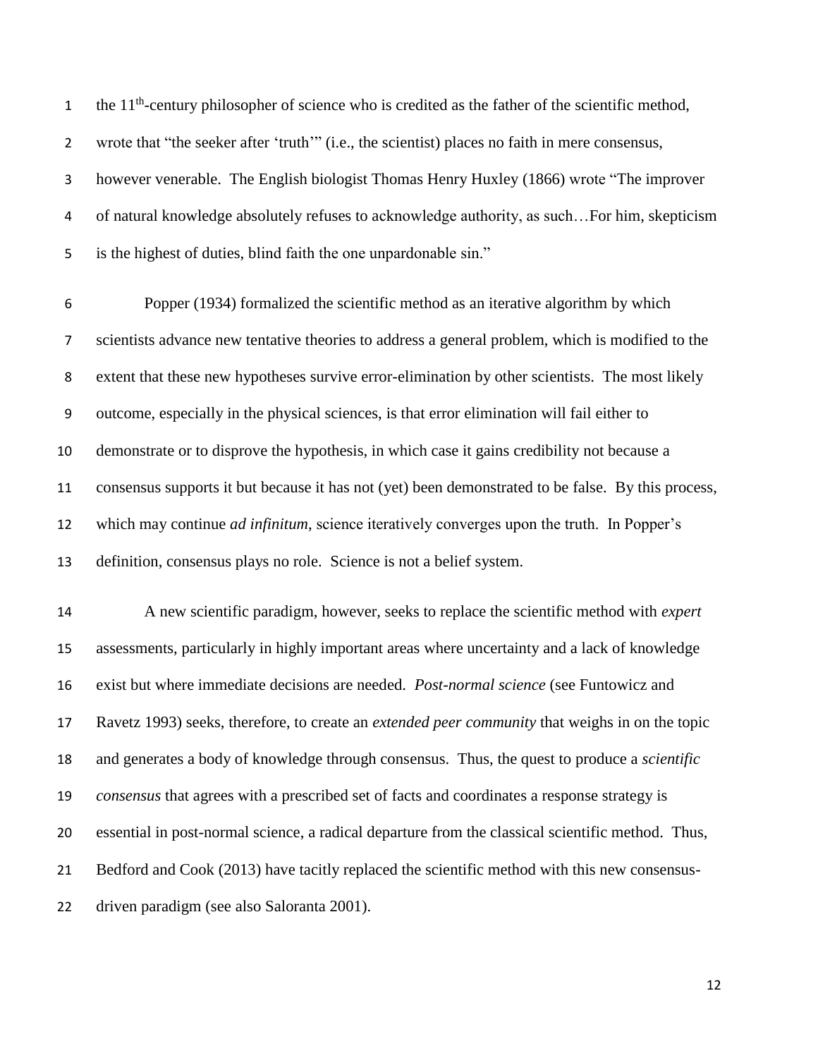the 11th-century philosopher of science who is credited as the father of the scientific method, wrote that "the seeker after 'truth'" (i.e., the scientist) places no faith in mere consensus, however venerable. The English biologist Thomas Henry Huxley (1866) wrote "The improver of natural knowledge absolutely refuses to acknowledge authority, as such…For him, skepticism is the highest of duties, blind faith the one unpardonable sin."

Popper (1934) formalized the scientific method as an iterative algorithm by which scientists advance new tentative theories to address a general problem, which is modified to the extent that these new hypotheses survive error-elimination by other scientists. The most likely outcome, especially in the physical sciences, is that error elimination will fail either to demonstrate or to disprove the hypothesis, in which case it gains credibility not because a consensus supports it but because it has not (yet) been demonstrated to be false. By this process, which may continue *ad infinitum*, science iteratively converges upon the truth. In Popper's definition, consensus plays no role. Science is not a belief system.

A new scientific paradigm, however, seeks to replace the scientific method with *expert* assessments, particularly in highly important areas where uncertainty and a lack of knowledge exist but where immediate decisions are needed. *Post-normal science* (see Funtowicz and Ravetz 1993) seeks, therefore, to create an *extended peer community* that weighs in on the topic and generates a body of knowledge through consensus. Thus, the quest to produce a *scientific consensus* that agrees with a prescribed set of facts and coordinates a response strategy is essential in post-normal science, a radical departure from the classical scientific method. Thus, Bedford and Cook (2013) have tacitly replaced the scientific method with this new consensus-driven paradigm (see also Saloranta 2001).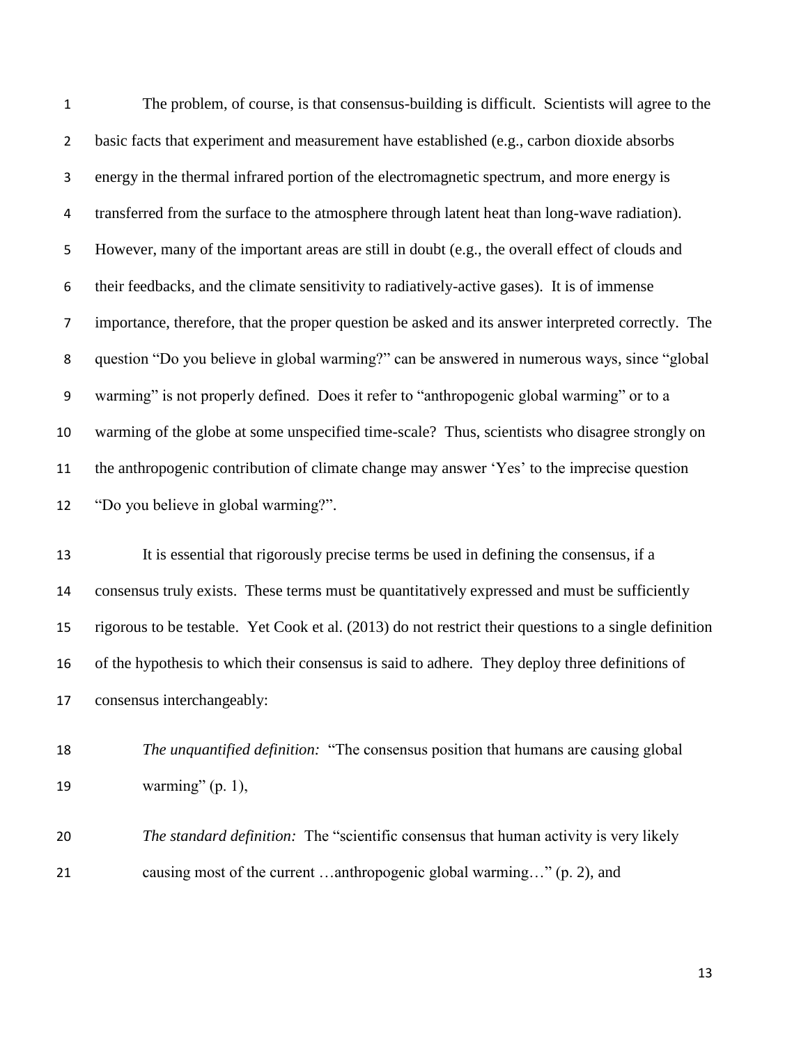The problem, of course, is that consensus-building is difficult. Scientists will agree to the basic facts that experiment and measurement have established (e.g., carbon dioxide absorbs energy in the thermal infrared portion of the electromagnetic spectrum, and more energy is transferred from the surface to the atmosphere through latent heat than long-wave radiation). However, many of the important areas are still in doubt (e.g., the overall effect of clouds and their feedbacks, and the climate sensitivity to radiatively-active gases). It is of immense importance, therefore, that the proper question be asked and its answer interpreted correctly. The question "Do you believe in global warming?" can be answered in numerous ways, since "global warming" is not properly defined. Does it refer to "anthropogenic global warming" or to a warming of the globe at some unspecified time-scale? Thus, scientists who disagree strongly on the anthropogenic contribution of climate change may answer 'Yes' to the imprecise question "Do you believe in global warming?".

It is essential that rigorously precise terms be used in defining the consensus, if a consensus truly exists. These terms must be quantitatively expressed and must be sufficiently rigorous to be testable. Yet Cook et al. (2013) do not restrict their questions to a single definition of the hypothesis to which their consensus is said to adhere. They deploy three definitions of consensus interchangeably:

> *The unquantified definition:* "The consensus position that humans are causing global warming" (p. 1),

> *The standard definition:* The "scientific consensus that human activity is very likely causing most of the current …anthropogenic global warming…" (p. 2), and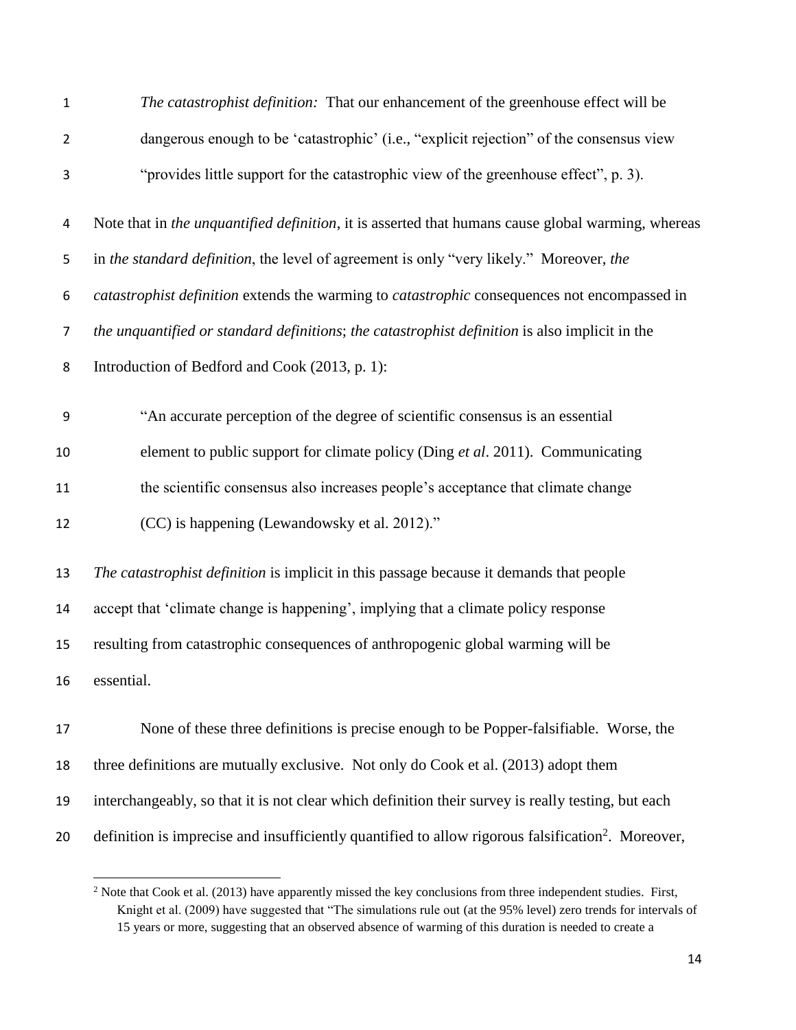*The catastrophist definition:* That our enhancement of the greenhouse effect will be dangerous enough to be 'catastrophic' (i.e., "explicit rejection" of the consensus view "provides little support for the catastrophic view of the greenhouse effect", p. 3).

Note that in *the unquantified definition*, it is asserted that humans cause global warming, whereas in *the standard definition*, the level of agreement is only "very likely." Moreover, *the catastrophist definition* extends the warming to *catastrophic* consequences not encompassed in *the unquantified or standard definitions*; *the catastrophist definition* is also implicit in the Introduction of Bedford and Cook (2013, p. 1):

> "An accurate perception of the degree of scientific consensus is an essential element to public support for climate policy (Ding *et al*. 2011). Communicating the scientific consensus also increases people's acceptance that climate change (CC) is happening (Lewandowsky et al. 2012)."

*The catastrophist definition* is implicit in this passage because it demands that people accept that 'climate change is happening', implying that a climate policy response resulting from catastrophic consequences of anthropogenic global warming will be essential.

None of these three definitions is precise enough to be Popper-falsifiable. Worse, the three definitions are mutually exclusive. Not only do Cook et al. (2013) adopt them interchangeably, so that it is not clear which definition their survey is really testing, but each definition is imprecise and insufficiently quantified to allow rigorous falsification[2]. Moreover,

[2] Note that Cook et al. (2013) have apparently missed the key conclusions from three independent studies. First, Knight et al. (2009) have suggested that "The simulations rule out (at the 95% level) zero trends for intervals of 15 years or more, suggesting that an observed absence of warming of this duration is needed to create a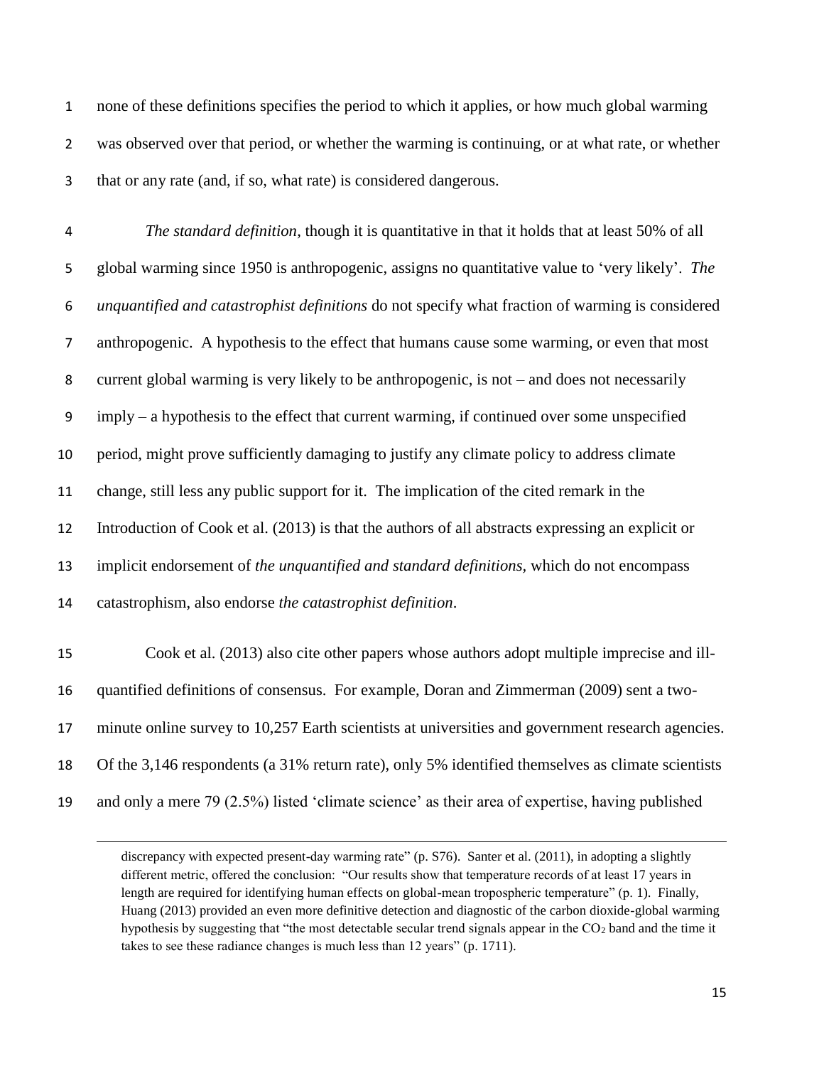none of these definitions specifies the period to which it applies, or how much global warming was observed over that period, or whether the warming is continuing, or at what rate, or whether that or any rate (and, if so, what rate) is considered dangerous.

*The standard definition*, though it is quantitative in that it holds that at least 50% of all global warming since 1950 is anthropogenic, assigns no quantitative value to 'very likely'. *The unquantified and catastrophist definitions* do not specify what fraction of warming is considered anthropogenic. A hypothesis to the effect that humans cause some warming, or even that most current global warming is very likely to be anthropogenic, is not – and does not necessarily imply – a hypothesis to the effect that current warming, if continued over some unspecified period, might prove sufficiently damaging to justify any climate policy to address climate change, still less any public support for it. The implication of the cited remark in the Introduction of Cook et al. (2013) is that the authors of all abstracts expressing an explicit or implicit endorsement of *the unquantified and standard definitions*, which do not encompass catastrophism, also endorse *the catastrophist definition*.

Cook et al. (2013) also cite other papers whose authors adopt multiple imprecise and ill-quantified definitions of consensus. For example, Doran and Zimmerman (2009) sent a two-minute online survey to 10,257 Earth scientists at universities and government research agencies. Of the 3,146 respondents (a 31% return rate), only 5% identified themselves as climate scientists and only a mere 79 (2.5%) listed 'climate science' as their area of expertise, having published

---

discrepancy with expected present-day warming rate" (p. S76). Santer et al. (2011), in adopting a slightly different metric, offered the conclusion: "Our results show that temperature records of at least 17 years in length are required for identifying human effects on global-mean tropospheric temperature" (p. 1). Finally, Huang (2013) provided an even more definitive detection and diagnostic of the carbon dioxide-global warming hypothesis by suggesting that "the most detectable secular trend signals appear in the $CO_2$ band and the time it takes to see these radiance changes is much less than 12 years" (p. 1711).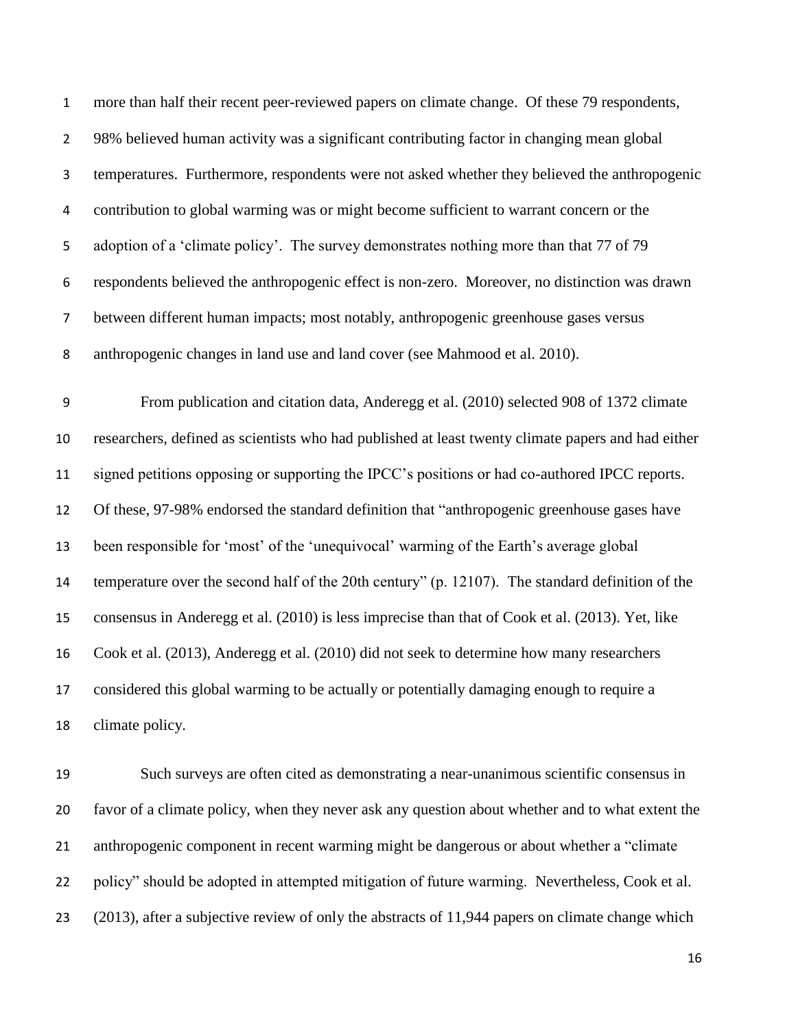more than half their recent peer-reviewed papers on climate change. Of these 79 respondents, 98% believed human activity was a significant contributing factor in changing mean global temperatures. Furthermore, respondents were not asked whether they believed the anthropogenic contribution to global warming was or might become sufficient to warrant concern or the adoption of a 'climate policy'. The survey demonstrates nothing more than that 77 of 79 respondents believed the anthropogenic effect is non-zero. Moreover, no distinction was drawn between different human impacts; most notably, anthropogenic greenhouse gases versus anthropogenic changes in land use and land cover (see Mahmood et al. 2010).

From publication and citation data, Anderegg et al. (2010) selected 908 of 1372 climate researchers, defined as scientists who had published at least twenty climate papers and had either signed petitions opposing or supporting the IPCC's positions or had co-authored IPCC reports. Of these, 97-98% endorsed the standard definition that "anthropogenic greenhouse gases have been responsible for 'most' of the 'unequivocal' warming of the Earth's average global temperature over the second half of the 20th century" (p. 12107). The standard definition of the consensus in Anderegg et al. (2010) is less imprecise than that of Cook et al. (2013). Yet, like Cook et al. (2013), Anderegg et al. (2010) did not seek to determine how many researchers considered this global warming to be actually or potentially damaging enough to require a climate policy.

Such surveys are often cited as demonstrating a near-unanimous scientific consensus in favor of a climate policy, when they never ask any question about whether and to what extent the anthropogenic component in recent warming might be dangerous or about whether a "climate policy" should be adopted in attempted mitigation of future warming. Nevertheless, Cook et al. (2013), after a subjective review of only the abstracts of 11,944 papers on climate change which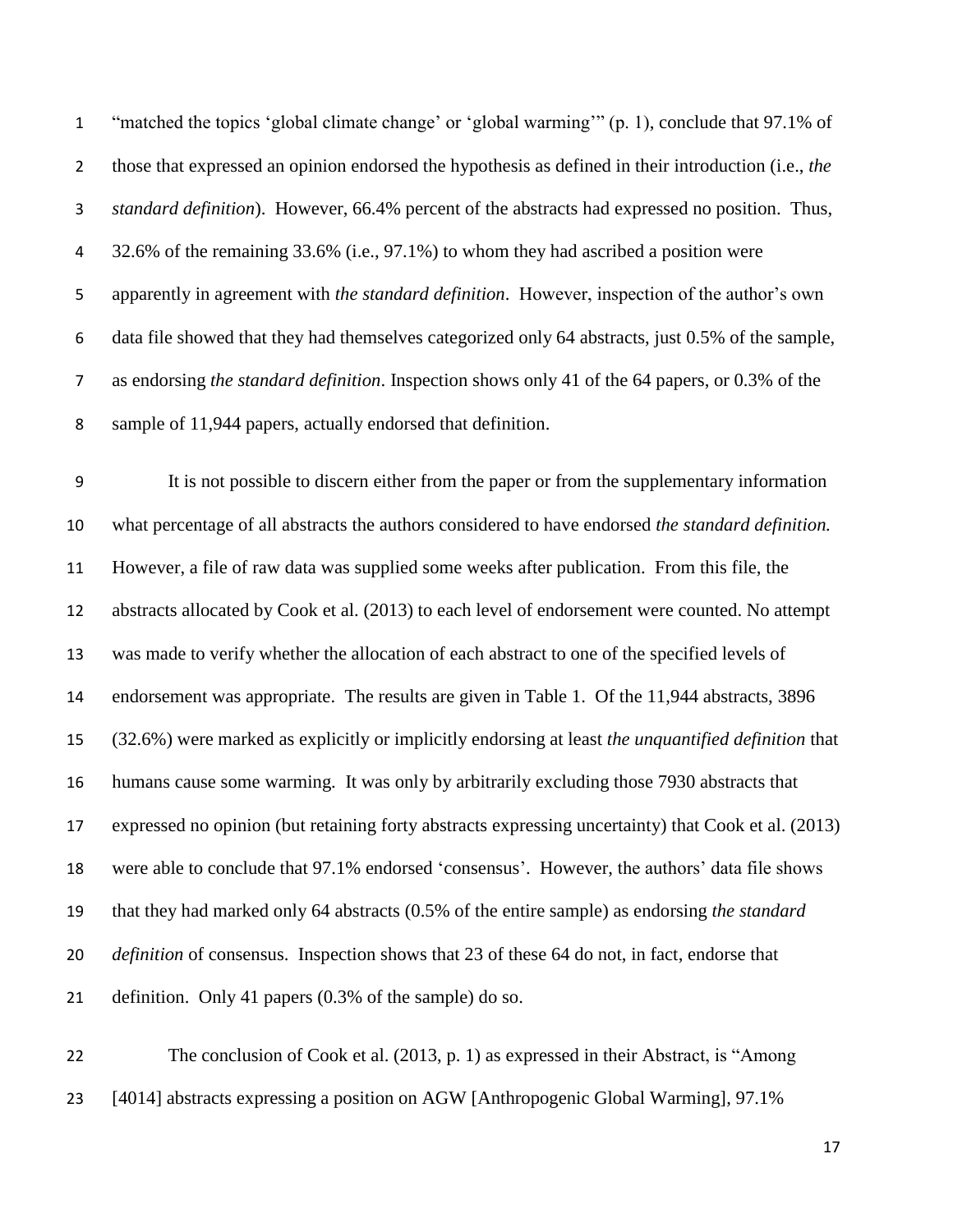"matched the topics 'global climate change' or 'global warming'" (p. 1), conclude that 97.1% of those that expressed an opinion endorsed the hypothesis as defined in their introduction (i.e., *the standard definition*). However, 66.4% percent of the abstracts had expressed no position. Thus, 32.6% of the remaining 33.6% (i.e., 97.1%) to whom they had ascribed a position were apparently in agreement with *the standard definition*. However, inspection of the author's own data file showed that they had themselves categorized only 64 abstracts, just 0.5% of the sample, as endorsing *the standard definition*. Inspection shows only 41 of the 64 papers, or 0.3% of the sample of 11,944 papers, actually endorsed that definition.

It is not possible to discern either from the paper or from the supplementary information what percentage of all abstracts the authors considered to have endorsed *the standard definition.* However, a file of raw data was supplied some weeks after publication. From this file, the abstracts allocated by Cook et al. (2013) to each level of endorsement were counted. No attempt was made to verify whether the allocation of each abstract to one of the specified levels of endorsement was appropriate. The results are given in Table 1. Of the 11,944 abstracts, 3896 (32.6%) were marked as explicitly or implicitly endorsing at least *the unquantified definition* that humans cause some warming. It was only by arbitrarily excluding those 7930 abstracts that expressed no opinion (but retaining forty abstracts expressing uncertainty) that Cook et al. (2013) were able to conclude that 97.1% endorsed 'consensus'. However, the authors' data file shows that they had marked only 64 abstracts (0.5% of the entire sample) as endorsing *the standard definition* of consensus. Inspection shows that 23 of these 64 do not, in fact, endorse that definition. Only 41 papers (0.3% of the sample) do so.

The conclusion of Cook et al. (2013, p. 1) as expressed in their Abstract, is "Among [4014] abstracts expressing a position on AGW [Anthropogenic Global Warming], 97.1%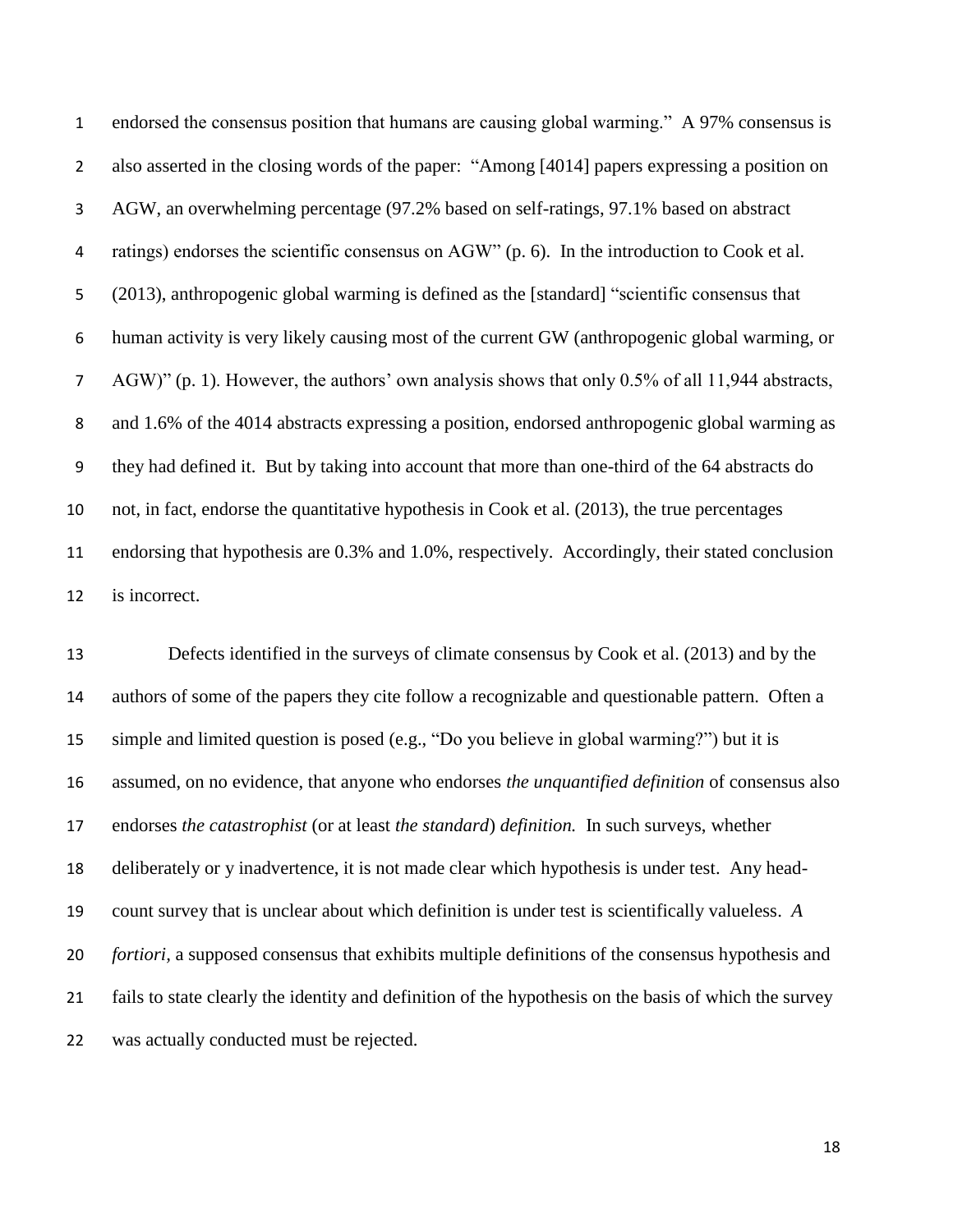endorsed the consensus position that humans are causing global warming." A 97% consensus is also asserted in the closing words of the paper: "Among [4014] papers expressing a position on AGW, an overwhelming percentage (97.2% based on self-ratings, 97.1% based on abstract ratings) endorses the scientific consensus on AGW" (p. 6). In the introduction to Cook et al. (2013), anthropogenic global warming is defined as the [standard] "scientific consensus that human activity is very likely causing most of the current GW (anthropogenic global warming, or AGW)" (p. 1). However, the authors' own analysis shows that only 0.5% of all 11,944 abstracts, and 1.6% of the 4014 abstracts expressing a position, endorsed anthropogenic global warming as they had defined it. But by taking into account that more than one-third of the 64 abstracts do not, in fact, endorse the quantitative hypothesis in Cook et al. (2013), the true percentages endorsing that hypothesis are 0.3% and 1.0%, respectively. Accordingly, their stated conclusion is incorrect.

Defects identified in the surveys of climate consensus by Cook et al. (2013) and by the authors of some of the papers they cite follow a recognizable and questionable pattern. Often a simple and limited question is posed (e.g., "Do you believe in global warming?") but it is assumed, on no evidence, that anyone who endorses *the unquantified definition* of consensus also endorses *the catastrophist* (or at least *the standard*) *definition.* In such surveys, whether deliberately or y inadvertence, it is not made clear which hypothesis is under test. Any head-count survey that is unclear about which definition is under test is scientifically valueless. *A fortiori*, a supposed consensus that exhibits multiple definitions of the consensus hypothesis and fails to state clearly the identity and definition of the hypothesis on the basis of which the survey was actually conducted must be rejected.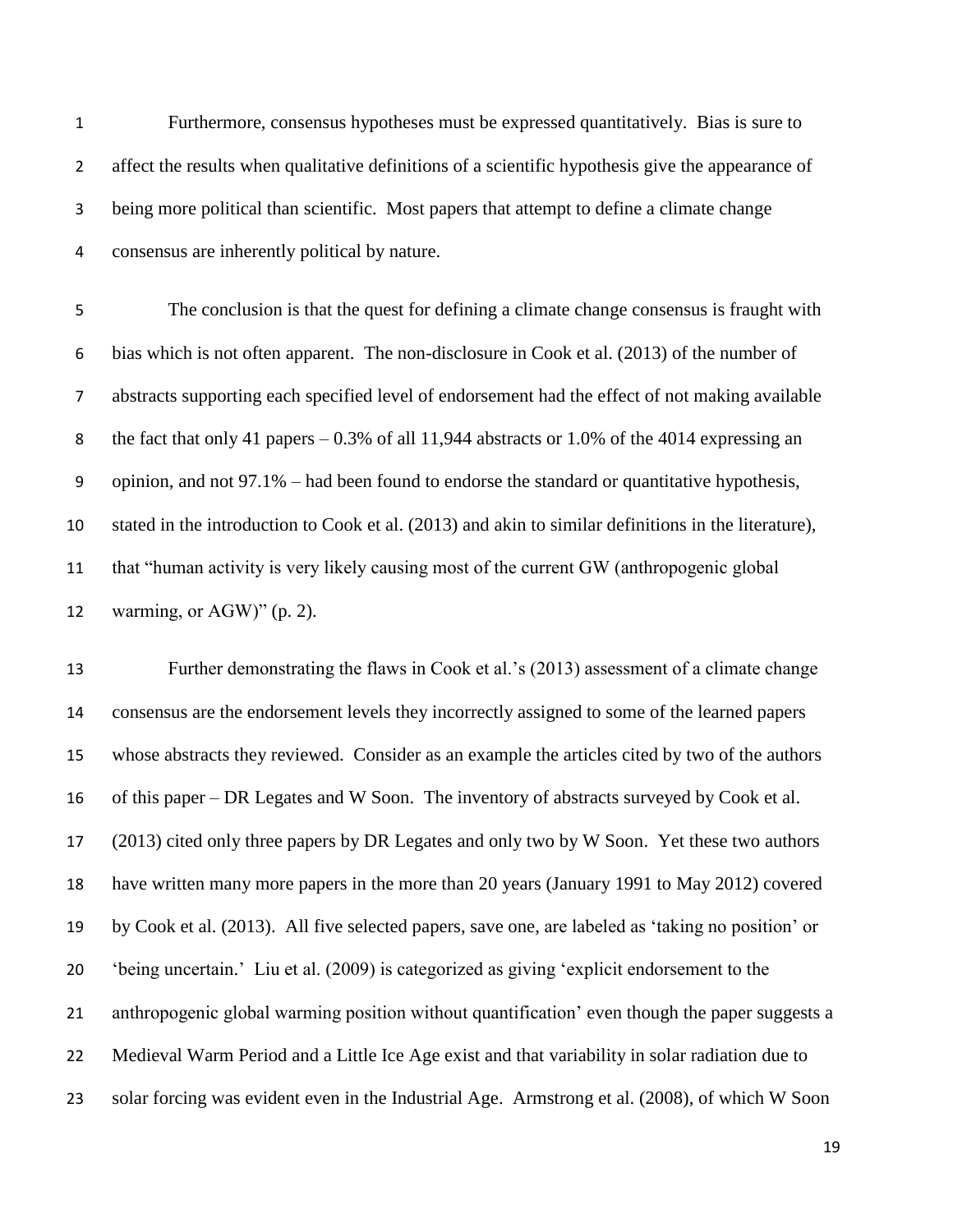Furthermore, consensus hypotheses must be expressed quantitatively. Bias is sure to affect the results when qualitative definitions of a scientific hypothesis give the appearance of being more political than scientific. Most papers that attempt to define a climate change consensus are inherently political by nature.

The conclusion is that the quest for defining a climate change consensus is fraught with bias which is not often apparent. The non-disclosure in Cook et al. (2013) of the number of abstracts supporting each specified level of endorsement had the effect of not making available the fact that only 41 papers – 0.3% of all 11,944 abstracts or 1.0% of the 4014 expressing an opinion, and not 97.1% – had been found to endorse the standard or quantitative hypothesis, stated in the introduction to Cook et al. (2013) and akin to similar definitions in the literature), that "human activity is very likely causing most of the current GW (anthropogenic global warming, or AGW)" (p. 2).

Further demonstrating the flaws in Cook et al.'s (2013) assessment of a climate change consensus are the endorsement levels they incorrectly assigned to some of the learned papers whose abstracts they reviewed. Consider as an example the articles cited by two of the authors of this paper – DR Legates and W Soon. The inventory of abstracts surveyed by Cook et al. (2013) cited only three papers by DR Legates and only two by W Soon. Yet these two authors have written many more papers in the more than 20 years (January 1991 to May 2012) covered by Cook et al. (2013). All five selected papers, save one, are labeled as 'taking no position' or 'being uncertain.' Liu et al. (2009) is categorized as giving 'explicit endorsement to the anthropogenic global warming position without quantification' even though the paper suggests a Medieval Warm Period and a Little Ice Age exist and that variability in solar radiation due to solar forcing was evident even in the Industrial Age. Armstrong et al. (2008), of which W Soon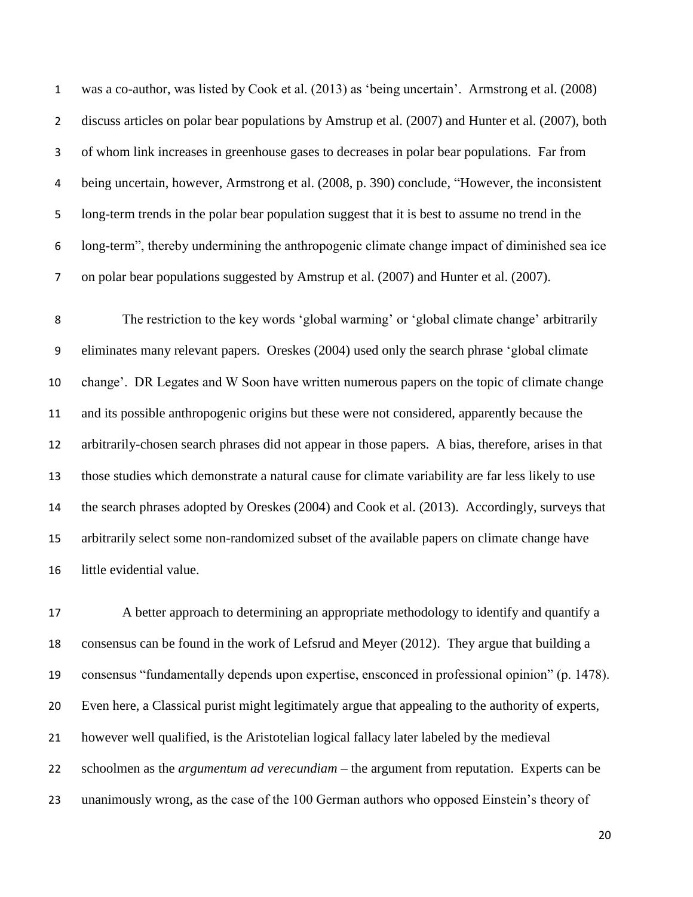was a co-author, was listed by Cook et al. (2013) as 'being uncertain'. Armstrong et al. (2008) discuss articles on polar bear populations by Amstrup et al. (2007) and Hunter et al. (2007), both of whom link increases in greenhouse gases to decreases in polar bear populations. Far from being uncertain, however, Armstrong et al. (2008, p. 390) conclude, "However, the inconsistent long-term trends in the polar bear population suggest that it is best to assume no trend in the long-term", thereby undermining the anthropogenic climate change impact of diminished sea ice on polar bear populations suggested by Amstrup et al. (2007) and Hunter et al. (2007).

The restriction to the key words 'global warming' or 'global climate change' arbitrarily eliminates many relevant papers. Oreskes (2004) used only the search phrase 'global climate change'. DR Legates and W Soon have written numerous papers on the topic of climate change and its possible anthropogenic origins but these were not considered, apparently because the arbitrarily-chosen search phrases did not appear in those papers. A bias, therefore, arises in that those studies which demonstrate a natural cause for climate variability are far less likely to use the search phrases adopted by Oreskes (2004) and Cook et al. (2013). Accordingly, surveys that arbitrarily select some non-randomized subset of the available papers on climate change have little evidential value.

A better approach to determining an appropriate methodology to identify and quantify a consensus can be found in the work of Lefsrud and Meyer (2012). They argue that building a consensus "fundamentally depends upon expertise, ensconced in professional opinion" (p. 1478). Even here, a Classical purist might legitimately argue that appealing to the authority of experts, however well qualified, is the Aristotelian logical fallacy later labeled by the medieval schoolmen as the *argumentum ad verecundiam* – the argument from reputation. Experts can be unanimously wrong, as the case of the 100 German authors who opposed Einstein's theory of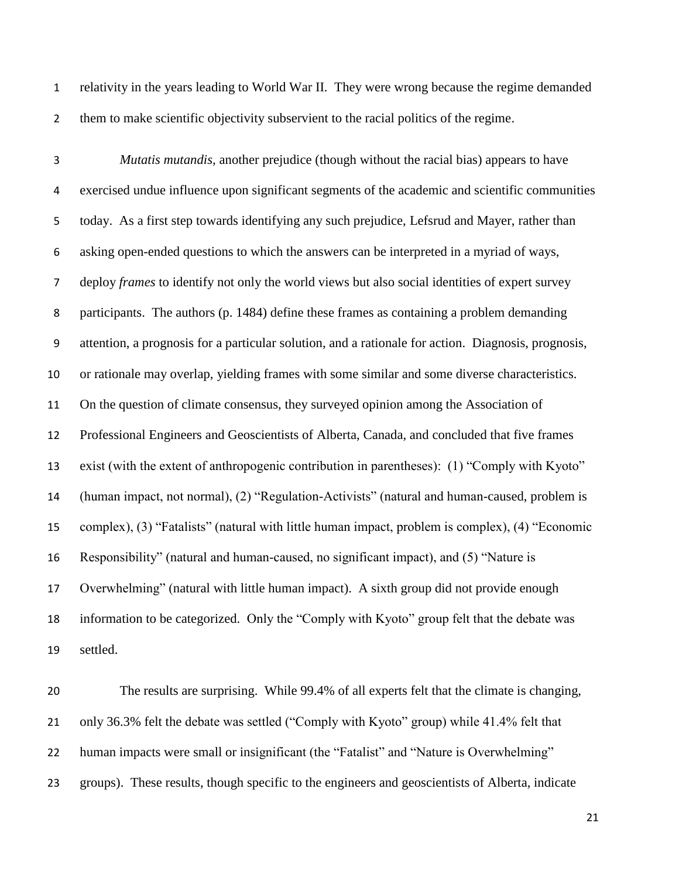relativity in the years leading to World War II. They were wrong because the regime demanded them to make scientific objectivity subservient to the racial politics of the regime.

*Mutatis mutandis,* another prejudice (though without the racial bias) appears to have exercised undue influence upon significant segments of the academic and scientific communities today. As a first step towards identifying any such prejudice, Lefsrud and Mayer, rather than asking open-ended questions to which the answers can be interpreted in a myriad of ways, deploy *frames* to identify not only the world views but also social identities of expert survey participants. The authors (p. 1484) define these frames as containing a problem demanding attention, a prognosis for a particular solution, and a rationale for action. Diagnosis, prognosis, or rationale may overlap, yielding frames with some similar and some diverse characteristics. On the question of climate consensus, they surveyed opinion among the Association of Professional Engineers and Geoscientists of Alberta, Canada, and concluded that five frames exist (with the extent of anthropogenic contribution in parentheses): (1) "Comply with Kyoto" (human impact, not normal), (2) "Regulation-Activists" (natural and human-caused, problem is complex), (3) "Fatalists" (natural with little human impact, problem is complex), (4) "Economic Responsibility" (natural and human-caused, no significant impact), and (5) "Nature is Overwhelming" (natural with little human impact). A sixth group did not provide enough information to be categorized. Only the "Comply with Kyoto" group felt that the debate was settled.

The results are surprising. While 99.4% of all experts felt that the climate is changing, only 36.3% felt the debate was settled ("Comply with Kyoto" group) while 41.4% felt that human impacts were small or insignificant (the "Fatalist" and "Nature is Overwhelming" groups). These results, though specific to the engineers and geoscientists of Alberta, indicate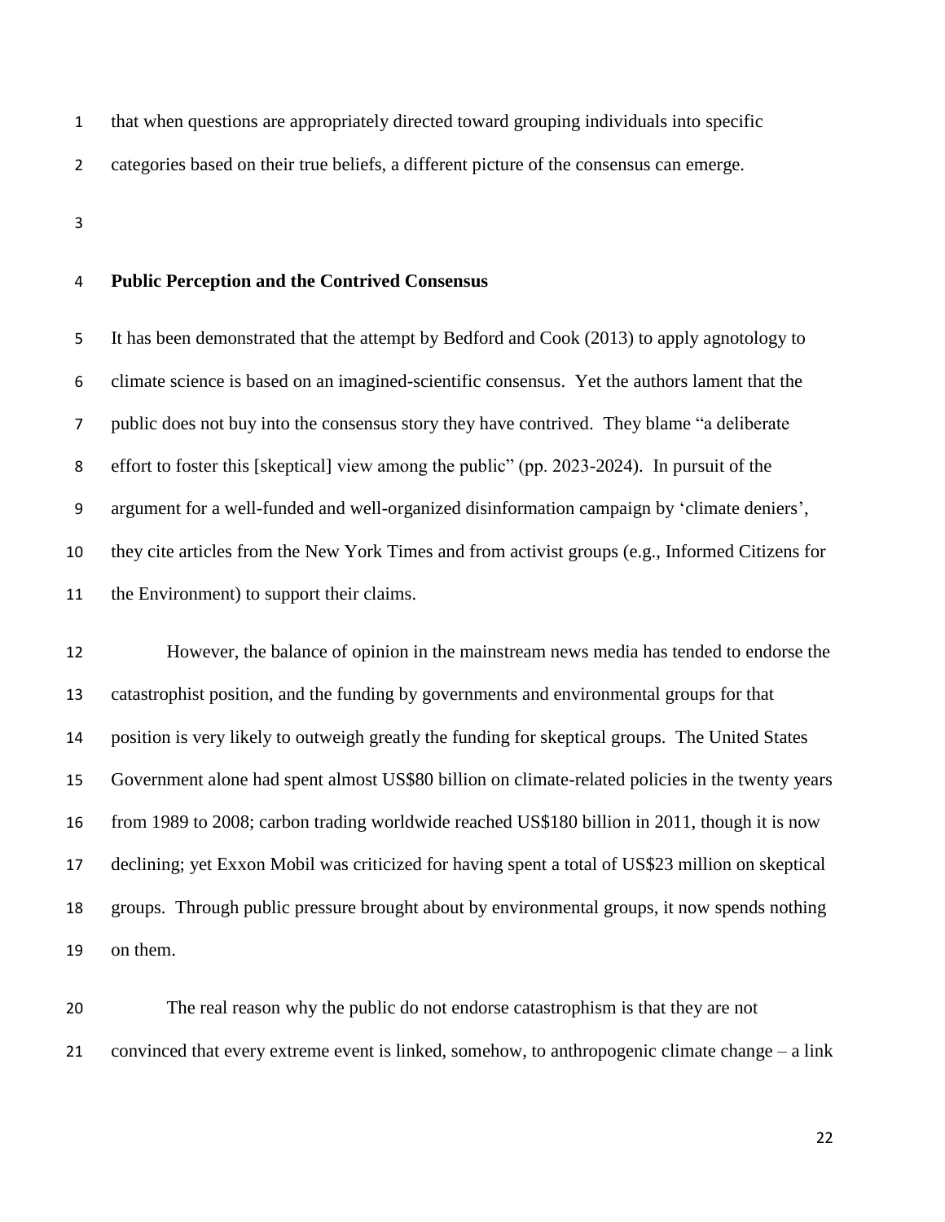that when questions are appropriately directed toward grouping individuals into specific categories based on their true beliefs, a different picture of the consensus can emerge.

**Public Perception and the Contrived Consensus**

It has been demonstrated that the attempt by Bedford and Cook (2013) to apply agnotology to climate science is based on an imagined-scientific consensus. Yet the authors lament that the public does not buy into the consensus story they have contrived. They blame "a deliberate effort to foster this [skeptical] view among the public" (pp. 2023-2024). In pursuit of the argument for a well-funded and well-organized disinformation campaign by 'climate deniers', they cite articles from the New York Times and from activist groups (e.g., Informed Citizens for the Environment) to support their claims.

However, the balance of opinion in the mainstream news media has tended to endorse the catastrophist position, and the funding by governments and environmental groups for that position is very likely to outweigh greatly the funding for skeptical groups. The United States Government alone had spent almost US$80 billion on climate-related policies in the twenty years from 1989 to 2008; carbon trading worldwide reached US$180 billion in 2011, though it is now declining; yet Exxon Mobil was criticized for having spent a total of US$23 million on skeptical groups. Through public pressure brought about by environmental groups, it now spends nothing on them.

The real reason why the public do not endorse catastrophism is that they are not convinced that every extreme event is linked, somehow, to anthropogenic climate change – a link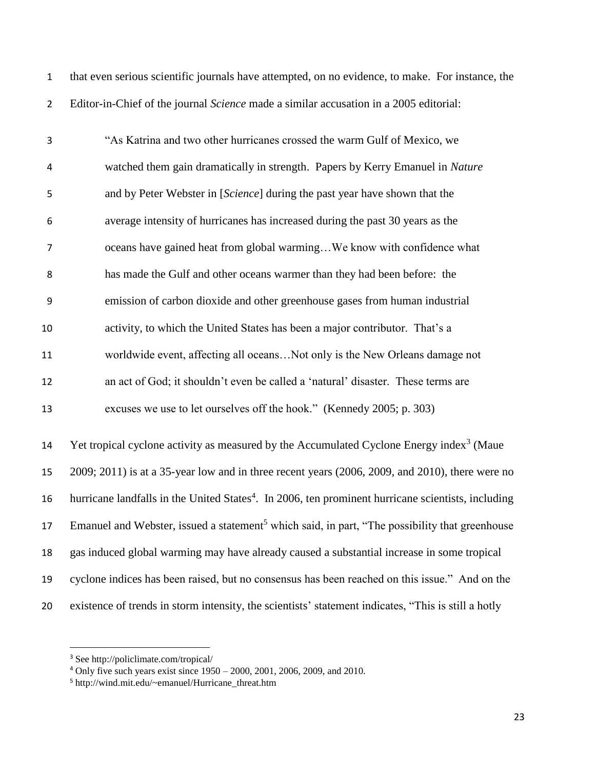that even serious scientific journals have attempted, on no evidence, to make. For instance, the Editor-in-Chief of the journal *Science* made a similar accusation in a 2005 editorial:

> "As Katrina and two other hurricanes crossed the warm Gulf of Mexico, we watched them gain dramatically in strength. Papers by Kerry Emanuel in *Nature* and by Peter Webster in [*Science*] during the past year have shown that the average intensity of hurricanes has increased during the past 30 years as the oceans have gained heat from global warming…We know with confidence what has made the Gulf and other oceans warmer than they had been before: the emission of carbon dioxide and other greenhouse gases from human industrial activity, to which the United States has been a major contributor. That's a worldwide event, affecting all oceans…Not only is the New Orleans damage not an act of God; it shouldn't even be called a 'natural' disaster. These terms are excuses we use to let ourselves off the hook." (Kennedy 2005; p. 303)

Yet tropical cyclone activity as measured by the Accumulated Cyclone Energy index[3] (Maue 2009; 2011) is at a 35-year low and in three recent years (2006, 2009, and 2010), there were no hurricane landfalls in the United States[4]. In 2006, ten prominent hurricane scientists, including Emanuel and Webster, issued a statement[5] which said, in part, "The possibility that greenhouse gas induced global warming may have already caused a substantial increase in some tropical cyclone indices has been raised, but no consensus has been reached on this issue." And on the existence of trends in storm intensity, the scientists' statement indicates, "This is still a hotly

---

[3] See http://policlimate.com/tropical/

[4] Only five such years exist since 1950 – 2000, 2001, 2006, 2009, and 2010.

[5] http://wind.mit.edu/~emanuel/Hurricane_threat.htm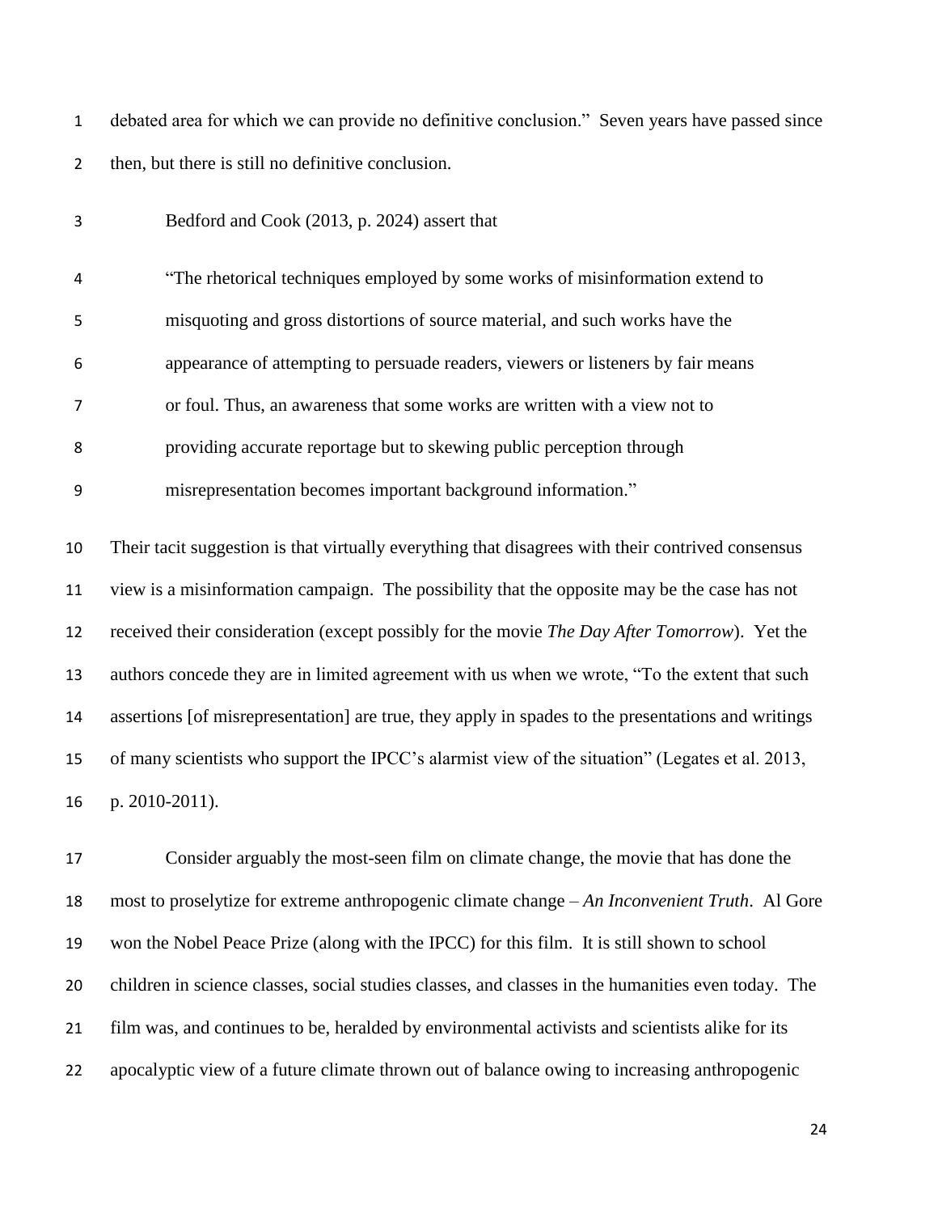debated area for which we can provide no definitive conclusion." Seven years have passed since then, but there is still no definitive conclusion.

Bedford and Cook (2013, p. 2024) assert that

> "The rhetorical techniques employed by some works of misinformation extend to misquoting and gross distortions of source material, and such works have the appearance of attempting to persuade readers, viewers or listeners by fair means or foul. Thus, an awareness that some works are written with a view not to providing accurate reportage but to skewing public perception through misrepresentation becomes important background information."

Their tacit suggestion is that virtually everything that disagrees with their contrived consensus view is a misinformation campaign. The possibility that the opposite may be the case has not received their consideration (except possibly for the movie *The Day After Tomorrow*). Yet the authors concede they are in limited agreement with us when we wrote, "To the extent that such assertions [of misrepresentation] are true, they apply in spades to the presentations and writings of many scientists who support the IPCC's alarmist view of the situation" (Legates et al. 2013, p. 2010-2011).

Consider arguably the most-seen film on climate change, the movie that has done the most to proselytize for extreme anthropogenic climate change – *An Inconvenient Truth*. Al Gore won the Nobel Peace Prize (along with the IPCC) for this film. It is still shown to school children in science classes, social studies classes, and classes in the humanities even today. The film was, and continues to be, heralded by environmental activists and scientists alike for its apocalyptic view of a future climate thrown out of balance owing to increasing anthropogenic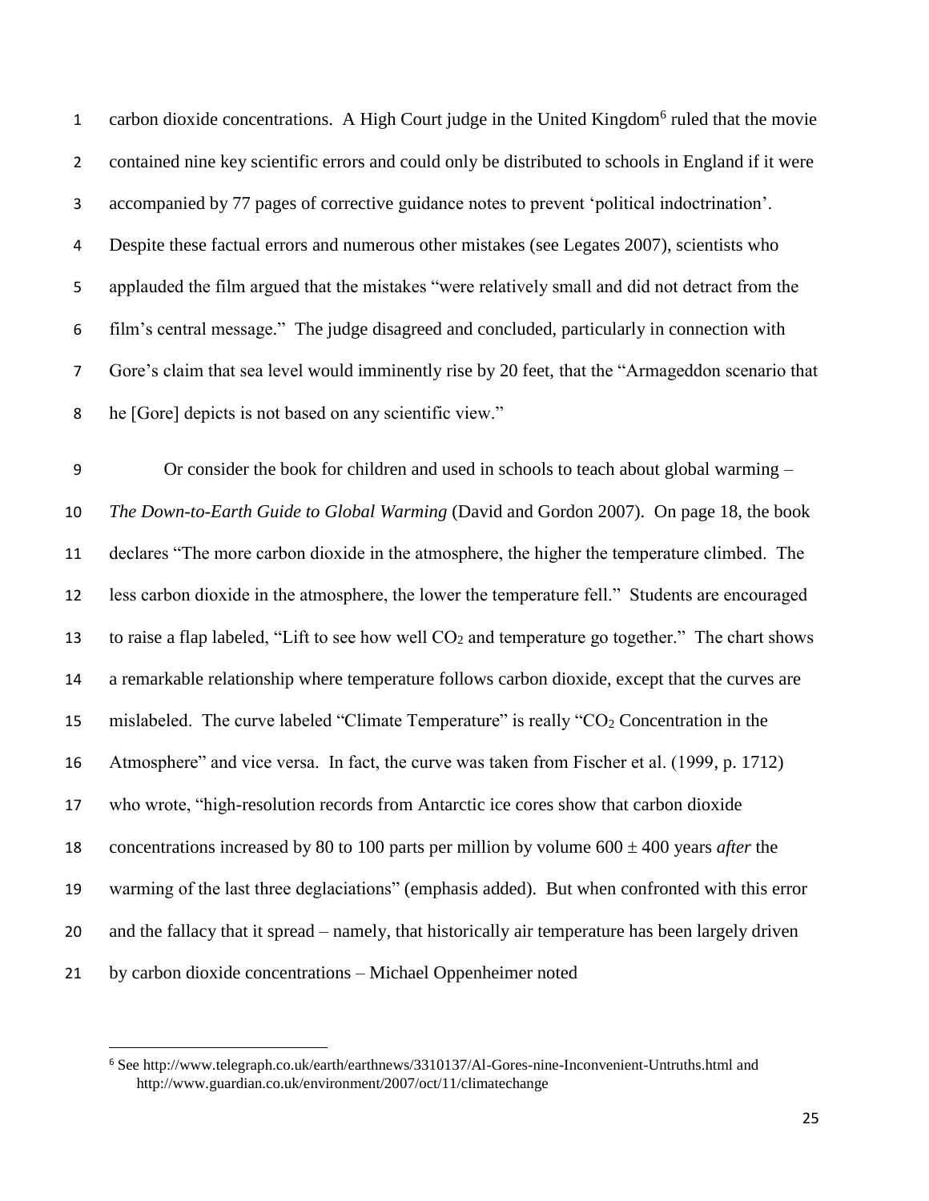carbon dioxide concentrations. A High Court judge in the United Kingdom[6] ruled that the movie contained nine key scientific errors and could only be distributed to schools in England if it were accompanied by 77 pages of corrective guidance notes to prevent 'political indoctrination'. Despite these factual errors and numerous other mistakes (see Legates 2007), scientists who applauded the film argued that the mistakes "were relatively small and did not detract from the film's central message." The judge disagreed and concluded, particularly in connection with Gore's claim that sea level would imminently rise by 20 feet, that the "Armageddon scenario that he [Gore] depicts is not based on any scientific view."

Or consider the book for children and used in schools to teach about global warming – *The Down-to-Earth Guide to Global Warming* (David and Gordon 2007). On page 18, the book declares "The more carbon dioxide in the atmosphere, the higher the temperature climbed. The less carbon dioxide in the atmosphere, the lower the temperature fell." Students are encouraged to raise a flap labeled, "Lift to see how well $CO_2$ and temperature go together." The chart shows a remarkable relationship where temperature follows carbon dioxide, except that the curves are mislabeled. The curve labeled "Climate Temperature" is really "$CO_2$ Concentration in the Atmosphere" and vice versa. In fact, the curve was taken from Fischer et al. (1999, p. 1712) who wrote, "high-resolution records from Antarctic ice cores show that carbon dioxide concentrations increased by 80 to 100 parts per million by volume $600 \pm 400$ years *after* the warming of the last three deglaciations" (emphasis added). But when confronted with this error and the fallacy that it spread – namely, that historically air temperature has been largely driven by carbon dioxide concentrations – Michael Oppenheimer noted

---

[6] See http://www.telegraph.co.uk/earth/earthnews/3310137/Al-Gores-nine-Inconvenient-Untruths.html and http://www.guardian.co.uk/environment/2007/oct/11/climatechange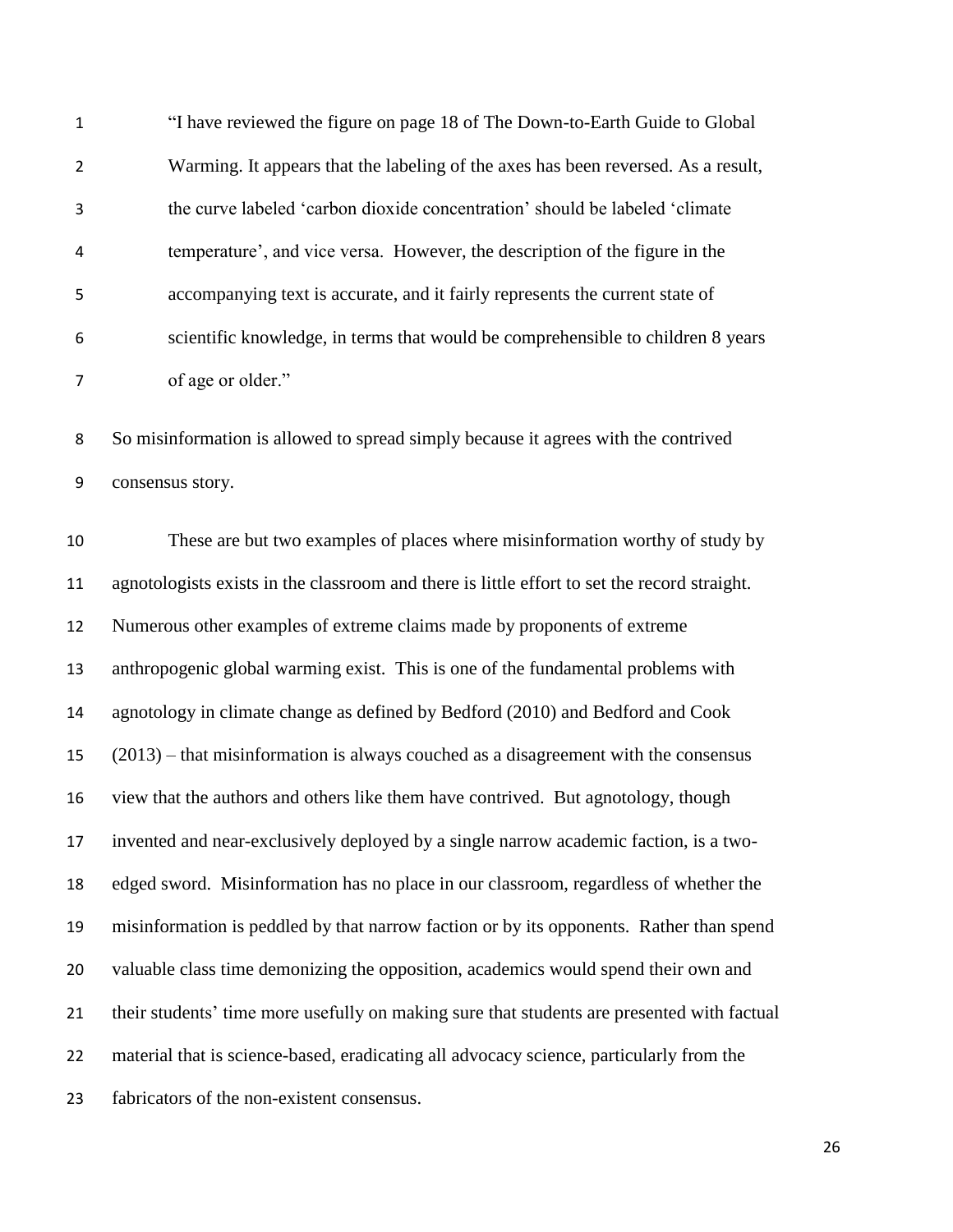> "I have reviewed the figure on page 18 of The Down-to-Earth Guide to Global Warming. It appears that the labeling of the axes has been reversed. As a result, the curve labeled 'carbon dioxide concentration' should be labeled 'climate temperature', and vice versa. However, the description of the figure in the accompanying text is accurate, and it fairly represents the current state of scientific knowledge, in terms that would be comprehensible to children 8 years of age or older."

So misinformation is allowed to spread simply because it agrees with the contrived consensus story.

These are but two examples of places where misinformation worthy of study by agnotologists exists in the classroom and there is little effort to set the record straight. Numerous other examples of extreme claims made by proponents of extreme anthropogenic global warming exist. This is one of the fundamental problems with agnotology in climate change as defined by Bedford (2010) and Bedford and Cook (2013) – that misinformation is always couched as a disagreement with the consensus view that the authors and others like them have contrived. But agnotology, though invented and near-exclusively deployed by a single narrow academic faction, is a two-edged sword. Misinformation has no place in our classroom, regardless of whether the misinformation is peddled by that narrow faction or by its opponents. Rather than spend valuable class time demonizing the opposition, academics would spend their own and their students' time more usefully on making sure that students are presented with factual material that is science-based, eradicating all advocacy science, particularly from the fabricators of the non-existent consensus.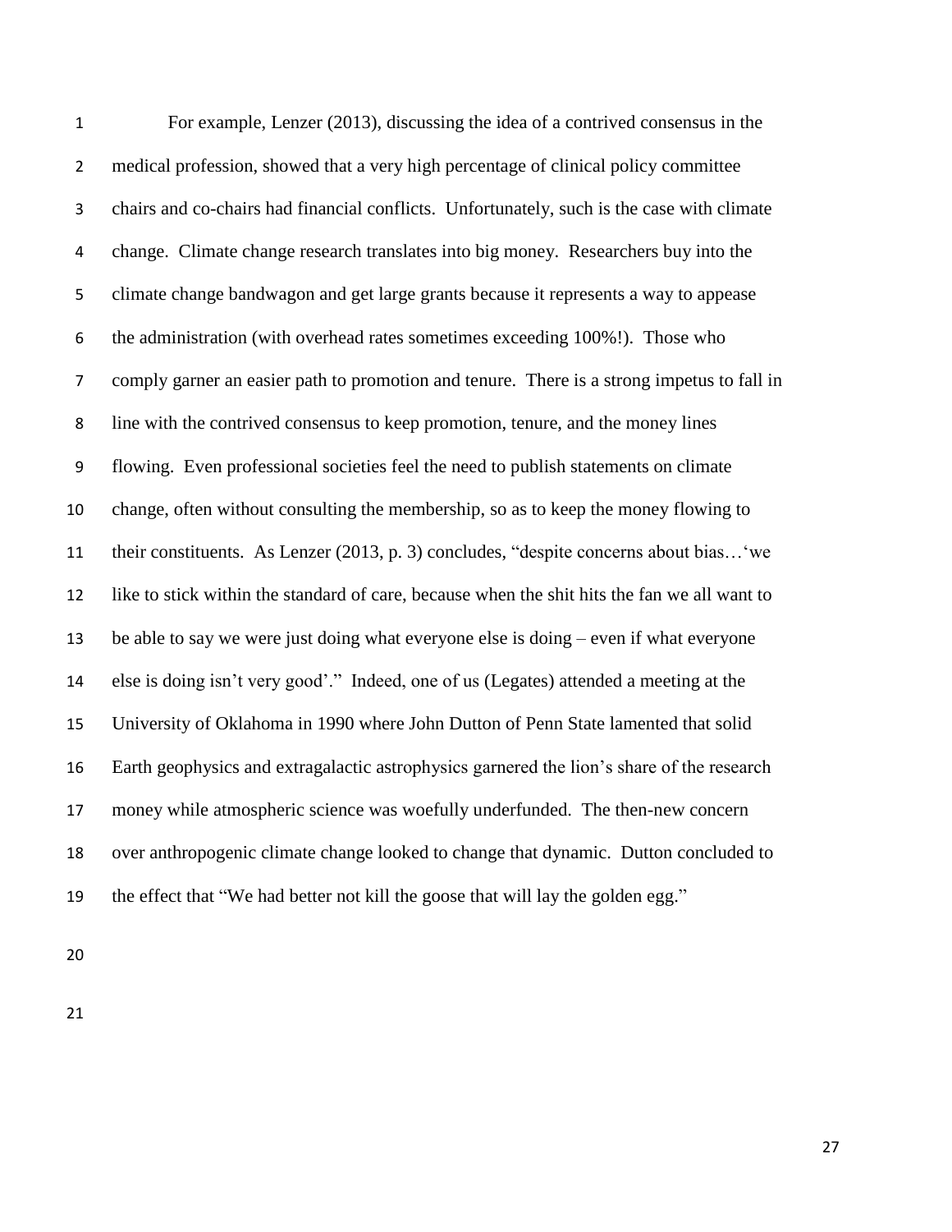For example, Lenzer (2013), discussing the idea of a contrived consensus in the medical profession, showed that a very high percentage of clinical policy committee chairs and co-chairs had financial conflicts. Unfortunately, such is the case with climate change. Climate change research translates into big money. Researchers buy into the climate change bandwagon and get large grants because it represents a way to appease the administration (with overhead rates sometimes exceeding 100%!). Those who comply garner an easier path to promotion and tenure. There is a strong impetus to fall in line with the contrived consensus to keep promotion, tenure, and the money lines flowing. Even professional societies feel the need to publish statements on climate change, often without consulting the membership, so as to keep the money flowing to their constituents. As Lenzer (2013, p. 3) concludes, "despite concerns about bias…'we like to stick within the standard of care, because when the shit hits the fan we all want to be able to say we were just doing what everyone else is doing – even if what everyone else is doing isn't very good'." Indeed, one of us (Legates) attended a meeting at the University of Oklahoma in 1990 where John Dutton of Penn State lamented that solid Earth geophysics and extragalactic astrophysics garnered the lion's share of the research money while atmospheric science was woefully underfunded. The then-new concern over anthropogenic climate change looked to change that dynamic. Dutton concluded to the effect that "We had better not kill the goose that will lay the golden egg."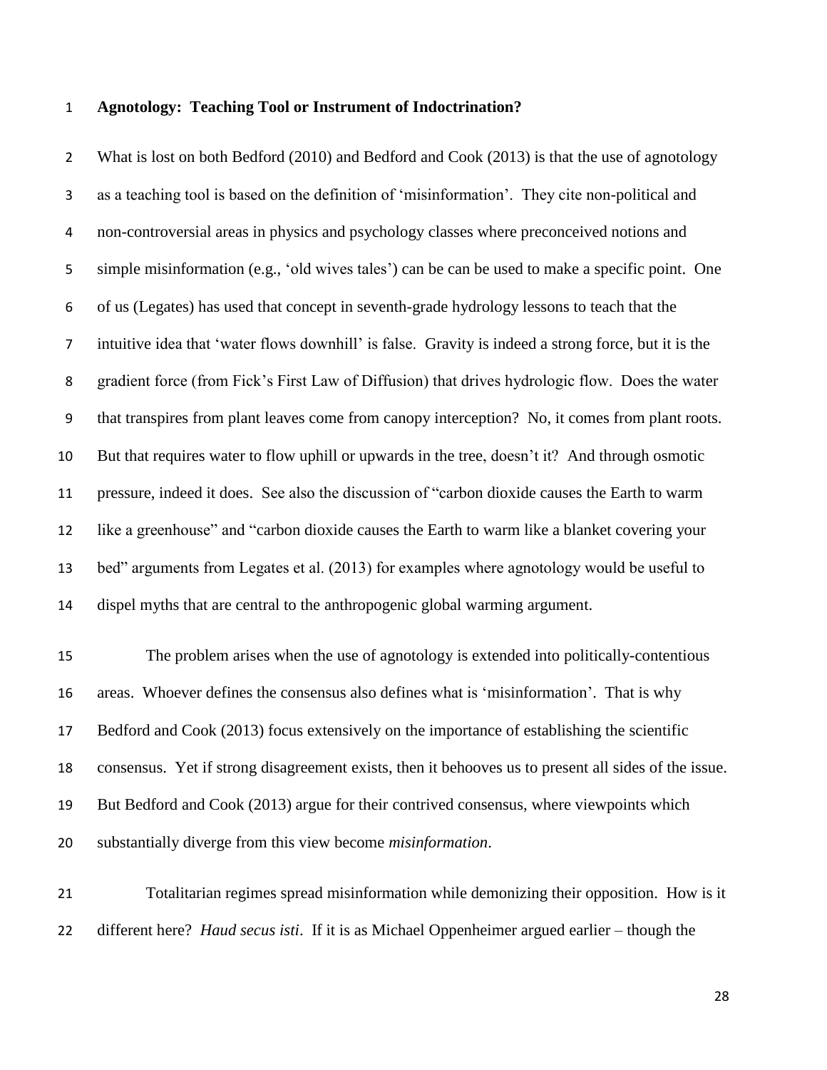**Agnotology: Teaching Tool or Instrument of Indoctrination?**

What is lost on both Bedford (2010) and Bedford and Cook (2013) is that the use of agnotology as a teaching tool is based on the definition of 'misinformation'. They cite non-political and non-controversial areas in physics and psychology classes where preconceived notions and simple misinformation (e.g., 'old wives tales') can be can be used to make a specific point. One of us (Legates) has used that concept in seventh-grade hydrology lessons to teach that the intuitive idea that 'water flows downhill' is false. Gravity is indeed a strong force, but it is the gradient force (from Fick's First Law of Diffusion) that drives hydrologic flow. Does the water that transpires from plant leaves come from canopy interception? No, it comes from plant roots. But that requires water to flow uphill or upwards in the tree, doesn't it? And through osmotic pressure, indeed it does. See also the discussion of "carbon dioxide causes the Earth to warm like a greenhouse" and "carbon dioxide causes the Earth to warm like a blanket covering your bed" arguments from Legates et al. (2013) for examples where agnotology would be useful to dispel myths that are central to the anthropogenic global warming argument.

The problem arises when the use of agnotology is extended into politically-contentious areas. Whoever defines the consensus also defines what is 'misinformation'. That is why Bedford and Cook (2013) focus extensively on the importance of establishing the scientific consensus. Yet if strong disagreement exists, then it behooves us to present all sides of the issue. But Bedford and Cook (2013) argue for their contrived consensus, where viewpoints which substantially diverge from this view become *misinformation*.

Totalitarian regimes spread misinformation while demonizing their opposition. How is it different here? *Haud secus isti*. If it is as Michael Oppenheimer argued earlier – though the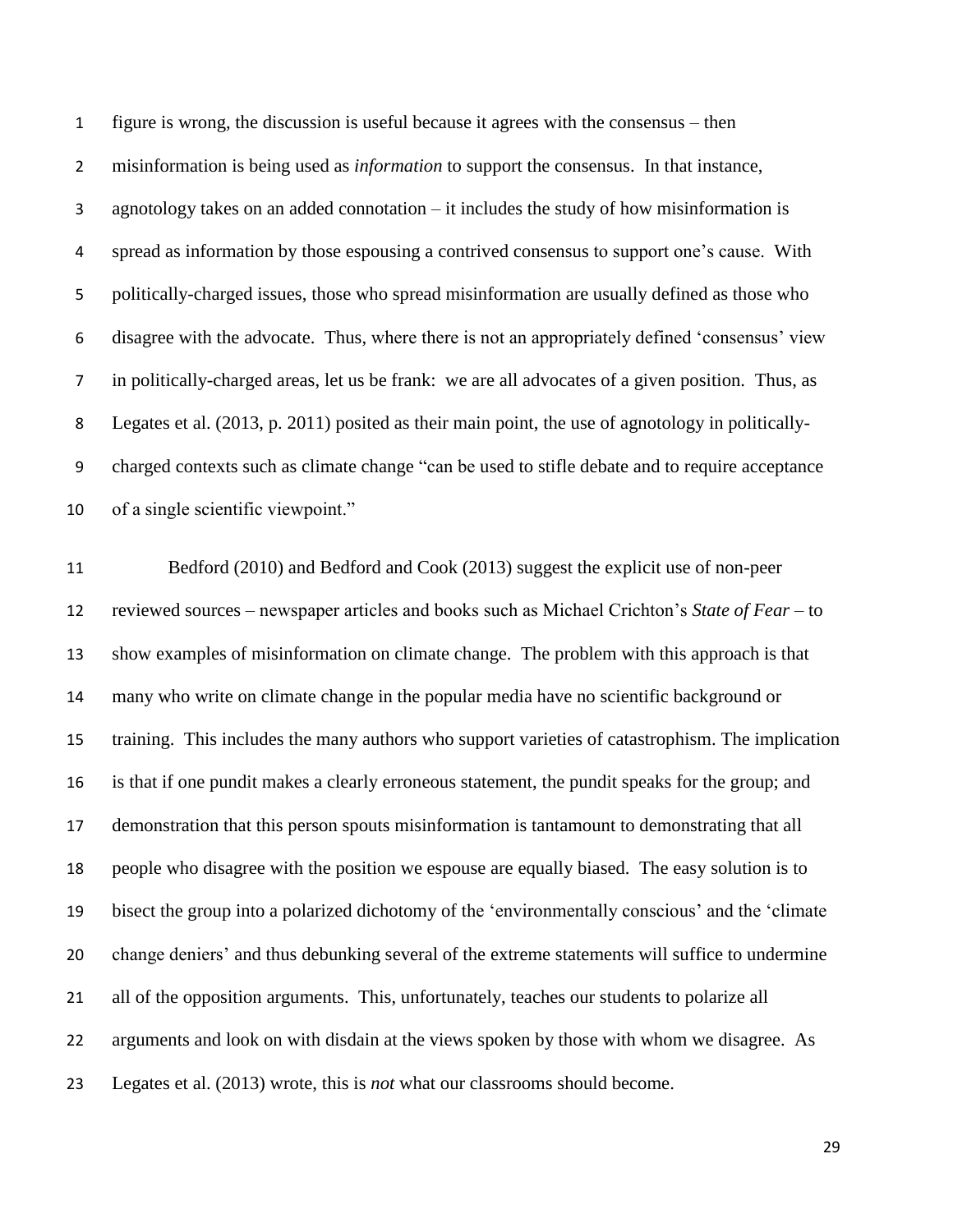figure is wrong, the discussion is useful because it agrees with the consensus – then misinformation is being used as *information* to support the consensus. In that instance, agnotology takes on an added connotation – it includes the study of how misinformation is spread as information by those espousing a contrived consensus to support one's cause. With politically-charged issues, those who spread misinformation are usually defined as those who disagree with the advocate. Thus, where there is not an appropriately defined 'consensus' view in politically-charged areas, let us be frank: we are all advocates of a given position. Thus, as Legates et al. (2013, p. 2011) posited as their main point, the use of agnotology in politically-charged contexts such as climate change "can be used to stifle debate and to require acceptance of a single scientific viewpoint."

Bedford (2010) and Bedford and Cook (2013) suggest the explicit use of non-peer reviewed sources – newspaper articles and books such as Michael Crichton's *State of Fear* – to show examples of misinformation on climate change. The problem with this approach is that many who write on climate change in the popular media have no scientific background or training. This includes the many authors who support varieties of catastrophism. The implication is that if one pundit makes a clearly erroneous statement, the pundit speaks for the group; and demonstration that this person spouts misinformation is tantamount to demonstrating that all people who disagree with the position we espouse are equally biased. The easy solution is to bisect the group into a polarized dichotomy of the 'environmentally conscious' and the 'climate change deniers' and thus debunking several of the extreme statements will suffice to undermine all of the opposition arguments. This, unfortunately, teaches our students to polarize all arguments and look on with disdain at the views spoken by those with whom we disagree. As Legates et al. (2013) wrote, this is *not* what our classrooms should become.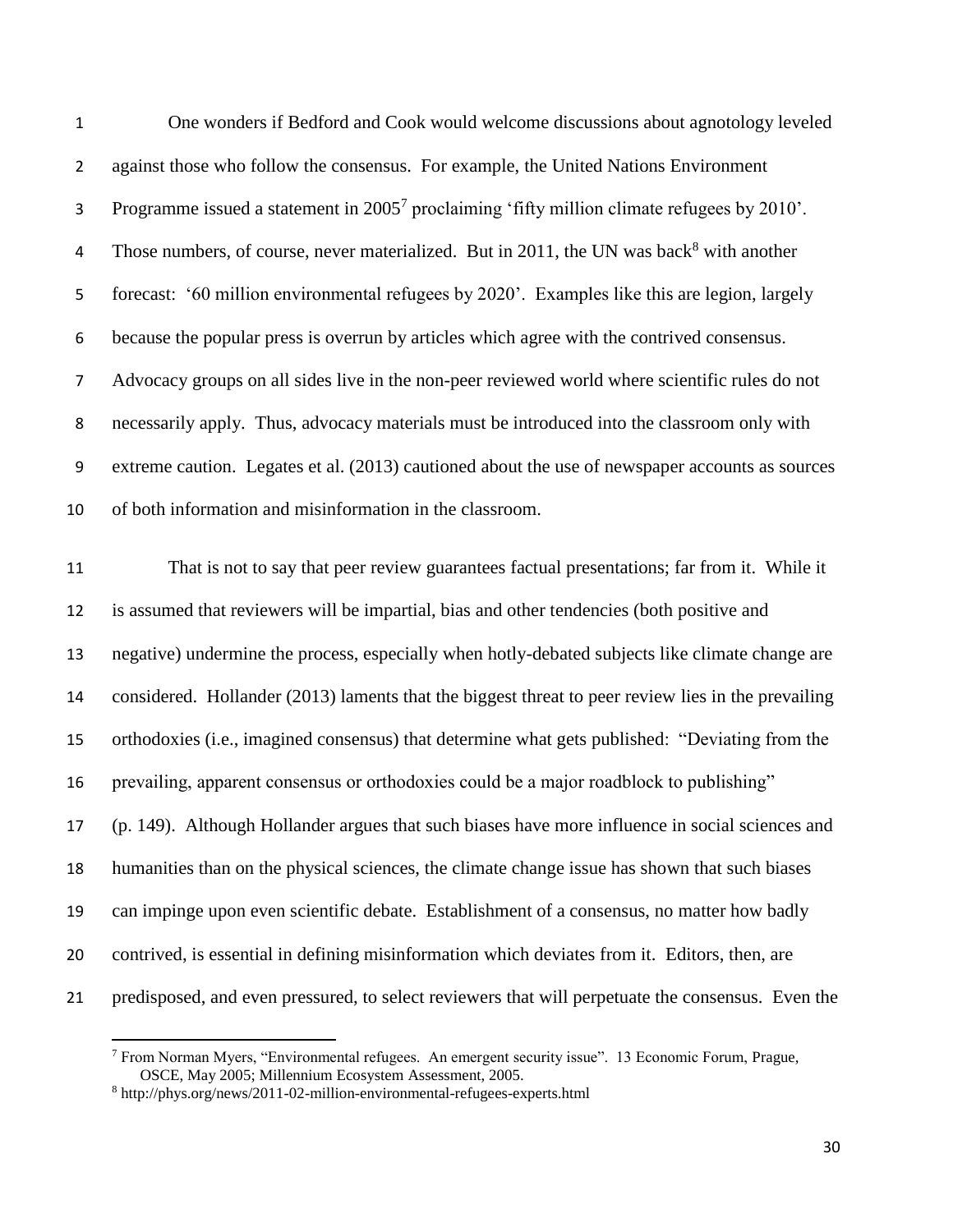One wonders if Bedford and Cook would welcome discussions about agnotology leveled against those who follow the consensus. For example, the United Nations Environment Programme issued a statement in 2005[7] proclaiming 'fifty million climate refugees by 2010'. Those numbers, of course, never materialized. But in 2011, the UN was back[8] with another forecast: '60 million environmental refugees by 2020'. Examples like this are legion, largely because the popular press is overrun by articles which agree with the contrived consensus. Advocacy groups on all sides live in the non-peer reviewed world where scientific rules do not necessarily apply. Thus, advocacy materials must be introduced into the classroom only with extreme caution. Legates et al. (2013) cautioned about the use of newspaper accounts as sources of both information and misinformation in the classroom.

That is not to say that peer review guarantees factual presentations; far from it. While it is assumed that reviewers will be impartial, bias and other tendencies (both positive and negative) undermine the process, especially when hotly-debated subjects like climate change are considered. Hollander (2013) laments that the biggest threat to peer review lies in the prevailing orthodoxies (i.e., imagined consensus) that determine what gets published: "Deviating from the prevailing, apparent consensus or orthodoxies could be a major roadblock to publishing" (p. 149). Although Hollander argues that such biases have more influence in social sciences and humanities than on the physical sciences, the climate change issue has shown that such biases can impinge upon even scientific debate. Establishment of a consensus, no matter how badly contrived, is essential in defining misinformation which deviates from it. Editors, then, are predisposed, and even pressured, to select reviewers that will perpetuate the consensus. Even the

[7] From Norman Myers, "Environmental refugees. An emergent security issue". 13 Economic Forum, Prague, OSCE, May 2005; Millennium Ecosystem Assessment, 2005.

[8] http://phys.org/news/2011-02-million-environmental-refugees-experts.html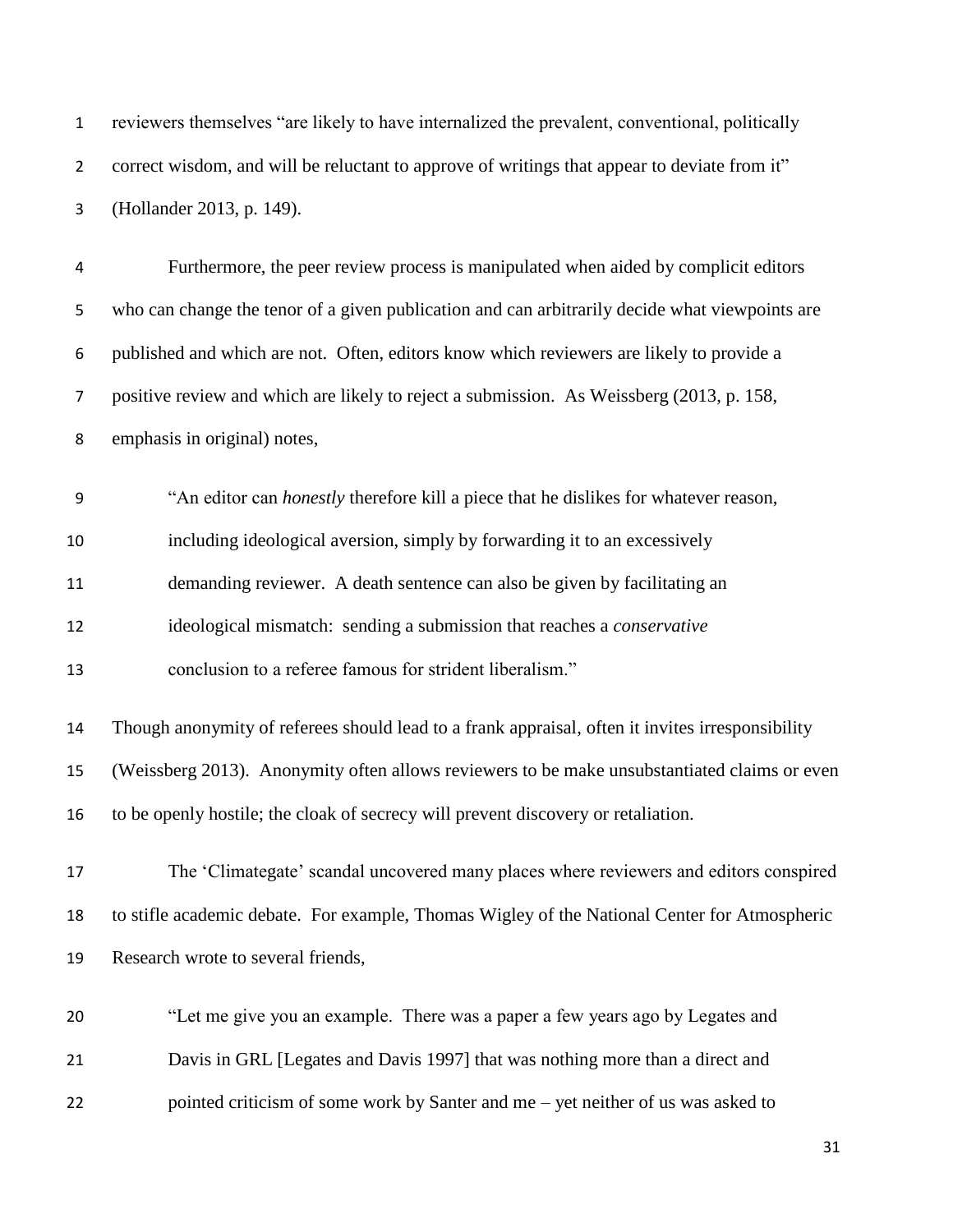reviewers themselves "are likely to have internalized the prevalent, conventional, politically correct wisdom, and will be reluctant to approve of writings that appear to deviate from it" (Hollander 2013, p. 149).

Furthermore, the peer review process is manipulated when aided by complicit editors who can change the tenor of a given publication and can arbitrarily decide what viewpoints are published and which are not. Often, editors know which reviewers are likely to provide a positive review and which are likely to reject a submission. As Weissberg (2013, p. 158, emphasis in original) notes,

> "An editor can *honestly* therefore kill a piece that he dislikes for whatever reason, including ideological aversion, simply by forwarding it to an excessively demanding reviewer. A death sentence can also be given by facilitating an ideological mismatch: sending a submission that reaches a *conservative* conclusion to a referee famous for strident liberalism."

Though anonymity of referees should lead to a frank appraisal, often it invites irresponsibility (Weissberg 2013). Anonymity often allows reviewers to be make unsubstantiated claims or even to be openly hostile; the cloak of secrecy will prevent discovery or retaliation.

The 'Climategate' scandal uncovered many places where reviewers and editors conspired to stifle academic debate. For example, Thomas Wigley of the National Center for Atmospheric Research wrote to several friends,

> "Let me give you an example. There was a paper a few years ago by Legates and Davis in GRL [Legates and Davis 1997] that was nothing more than a direct and pointed criticism of some work by Santer and me – yet neither of us was asked to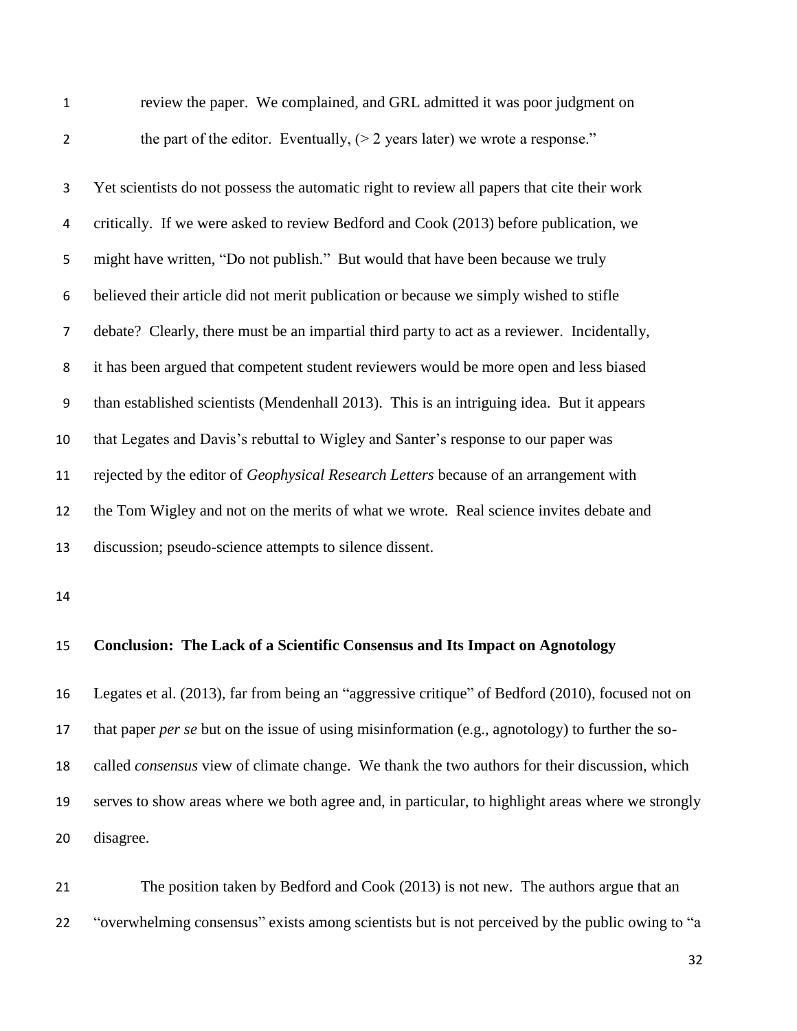review the paper. We complained, and GRL admitted it was poor judgment on the part of the editor. Eventually, (> 2 years later) we wrote a response."

Yet scientists do not possess the automatic right to review all papers that cite their work critically. If we were asked to review Bedford and Cook (2013) before publication, we might have written, "Do not publish." But would that have been because we truly believed their article did not merit publication or because we simply wished to stifle debate? Clearly, there must be an impartial third party to act as a reviewer. Incidentally, it has been argued that competent student reviewers would be more open and less biased than established scientists (Mendenhall 2013). This is an intriguing idea. But it appears that Legates and Davis's rebuttal to Wigley and Santer's response to our paper was rejected by the editor of *Geophysical Research Letters* because of an arrangement with the Tom Wigley and not on the merits of what we wrote. Real science invites debate and discussion; pseudo-science attempts to silence dissent.

## Conclusion: The Lack of a Scientific Consensus and Its Impact on Agnotology

Legates et al. (2013), far from being an "aggressive critique" of Bedford (2010), focused not on that paper *per se* but on the issue of using misinformation (e.g., agnotology) to further the so-called *consensus* view of climate change. We thank the two authors for their discussion, which serves to show areas where we both agree and, in particular, to highlight areas where we strongly disagree.

The position taken by Bedford and Cook (2013) is not new. The authors argue that an "overwhelming consensus" exists among scientists but is not perceived by the public owing to "a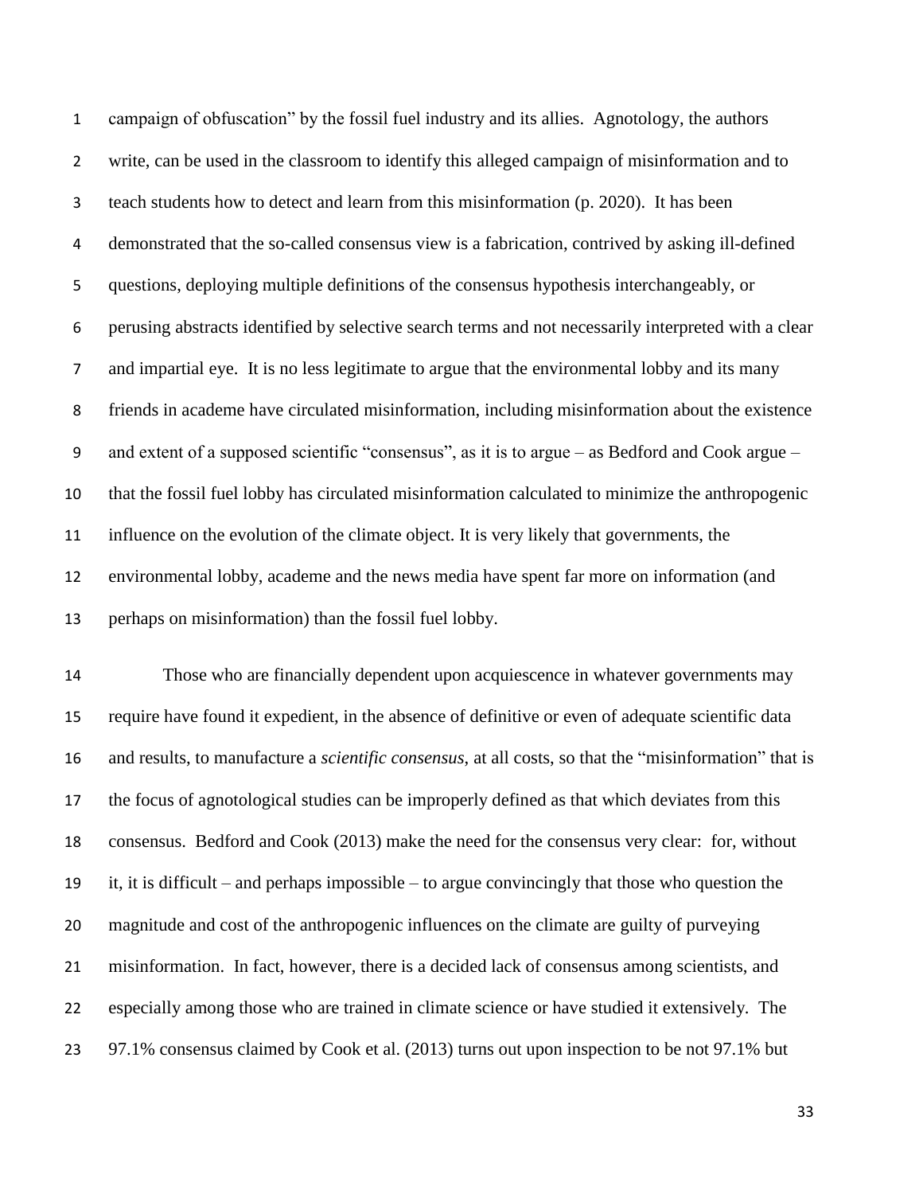campaign of obfuscation" by the fossil fuel industry and its allies. Agnotology, the authors write, can be used in the classroom to identify this alleged campaign of misinformation and to teach students how to detect and learn from this misinformation (p. 2020). It has been demonstrated that the so-called consensus view is a fabrication, contrived by asking ill-defined questions, deploying multiple definitions of the consensus hypothesis interchangeably, or perusing abstracts identified by selective search terms and not necessarily interpreted with a clear and impartial eye. It is no less legitimate to argue that the environmental lobby and its many friends in academe have circulated misinformation, including misinformation about the existence and extent of a supposed scientific "consensus", as it is to argue – as Bedford and Cook argue – that the fossil fuel lobby has circulated misinformation calculated to minimize the anthropogenic influence on the evolution of the climate object. It is very likely that governments, the environmental lobby, academe and the news media have spent far more on information (and perhaps on misinformation) than the fossil fuel lobby.

Those who are financially dependent upon acquiescence in whatever governments may require have found it expedient, in the absence of definitive or even of adequate scientific data and results, to manufacture a *scientific consensus*, at all costs, so that the "misinformation" that is the focus of agnotological studies can be improperly defined as that which deviates from this consensus. Bedford and Cook (2013) make the need for the consensus very clear: for, without it, it is difficult – and perhaps impossible – to argue convincingly that those who question the magnitude and cost of the anthropogenic influences on the climate are guilty of purveying misinformation. In fact, however, there is a decided lack of consensus among scientists, and especially among those who are trained in climate science or have studied it extensively. The 97.1% consensus claimed by Cook et al. (2013) turns out upon inspection to be not 97.1% but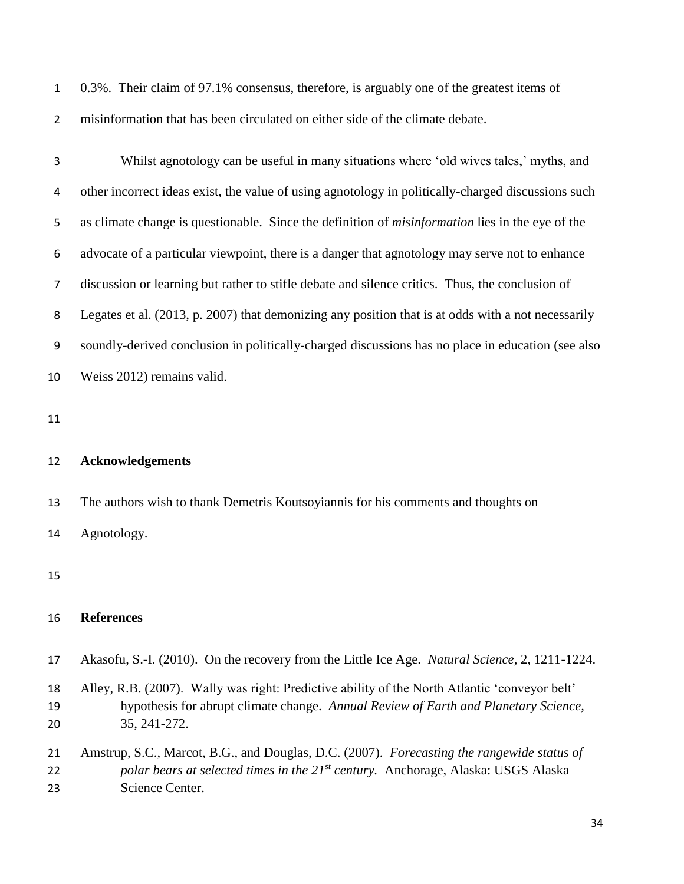0.3%. Their claim of 97.1% consensus, therefore, is arguably one of the greatest items of misinformation that has been circulated on either side of the climate debate.

Whilst agnotology can be useful in many situations where 'old wives tales,' myths, and other incorrect ideas exist, the value of using agnotology in politically-charged discussions such as climate change is questionable. Since the definition of *misinformation* lies in the eye of the advocate of a particular viewpoint, there is a danger that agnotology may serve not to enhance discussion or learning but rather to stifle debate and silence critics. Thus, the conclusion of Legates et al. (2013, p. 2007) that demonizing any position that is at odds with a not necessarily soundly-derived conclusion in politically-charged discussions has no place in education (see also Weiss 2012) remains valid.

## Acknowledgements

The authors wish to thank Demetris Koutsoyiannis for his comments and thoughts on Agnotology.

## References

Akasofu, S.-I. (2010). On the recovery from the Little Ice Age. *Natural Science*, 2, 1211-1224.

Alley, R.B. (2007). Wally was right: Predictive ability of the North Atlantic 'conveyor belt' hypothesis for abrupt climate change. *Annual Review of Earth and Planetary Science*, 35, 241-272.

Amstrup, S.C., Marcot, B.G., and Douglas, D.C. (2007). *Forecasting the rangewide status of polar bears at selected times in the 21st century.* Anchorage, Alaska: USGS Alaska Science Center.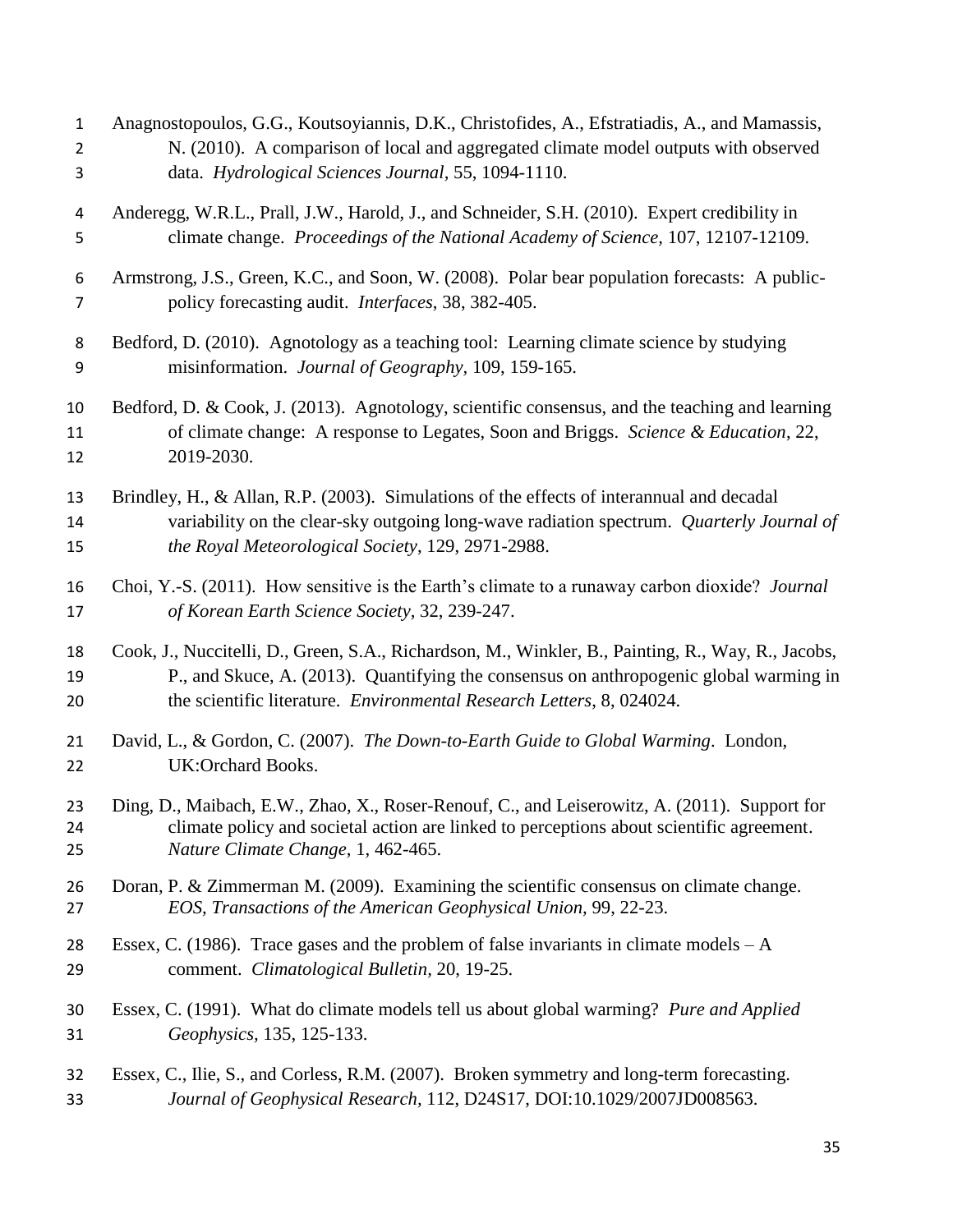Anagnostopoulos, G.G., Koutsoyiannis, D.K., Christofides, A., Efstratiadis, A., and Mamassis, N. (2010). A comparison of local and aggregated climate model outputs with observed data. *Hydrological Sciences Journal,* 55, 1094-1110.

Anderegg, W.R.L., Prall, J.W., Harold, J., and Schneider, S.H. (2010). Expert credibility in climate change. *Proceedings of the National Academy of Science,* 107, 12107-12109.

Armstrong, J.S., Green, K.C., and Soon, W. (2008). Polar bear population forecasts: A public-policy forecasting audit. *Interfaces*, 38, 382-405.

Bedford, D. (2010). Agnotology as a teaching tool: Learning climate science by studying misinformation. *Journal of Geography,* 109, 159-165.

Bedford, D. & Cook, J. (2013). Agnotology, scientific consensus, and the teaching and learning of climate change: A response to Legates, Soon and Briggs. *Science & Education*, 22, 2019-2030.

Brindley, H., & Allan, R.P. (2003). Simulations of the effects of interannual and decadal variability on the clear-sky outgoing long-wave radiation spectrum. *Quarterly Journal of the Royal Meteorological Society*, 129, 2971-2988.

Choi, Y.-S. (2011). How sensitive is the Earth's climate to a runaway carbon dioxide? *Journal of Korean Earth Science Society,* 32, 239-247.

Cook, J., Nuccitelli, D., Green, S.A., Richardson, M., Winkler, B., Painting, R., Way, R., Jacobs, P., and Skuce, A. (2013). Quantifying the consensus on anthropogenic global warming in the scientific literature. *Environmental Research Letters*, 8, 024024.

David, L., & Gordon, C. (2007). *The Down-to-Earth Guide to Global Warming*. London, UK:Orchard Books.

Ding, D., Maibach, E.W., Zhao, X., Roser-Renouf, C., and Leiserowitz, A. (2011). Support for climate policy and societal action are linked to perceptions about scientific agreement. *Nature Climate Change*, 1, 462-465.

Doran, P. & Zimmerman M. (2009). Examining the scientific consensus on climate change. *EOS, Transactions of the American Geophysical Union,* 99, 22-23.

Essex, C. (1986). Trace gases and the problem of false invariants in climate models – A comment. *Climatological Bulletin,* 20, 19-25.

Essex, C. (1991). What do climate models tell us about global warming? *Pure and Applied Geophysics,* 135, 125-133.

Essex, C., Ilie, S., and Corless, R.M. (2007). Broken symmetry and long-term forecasting. *Journal of Geophysical Research,* 112, D24S17, DOI:10.1029/2007JD008563.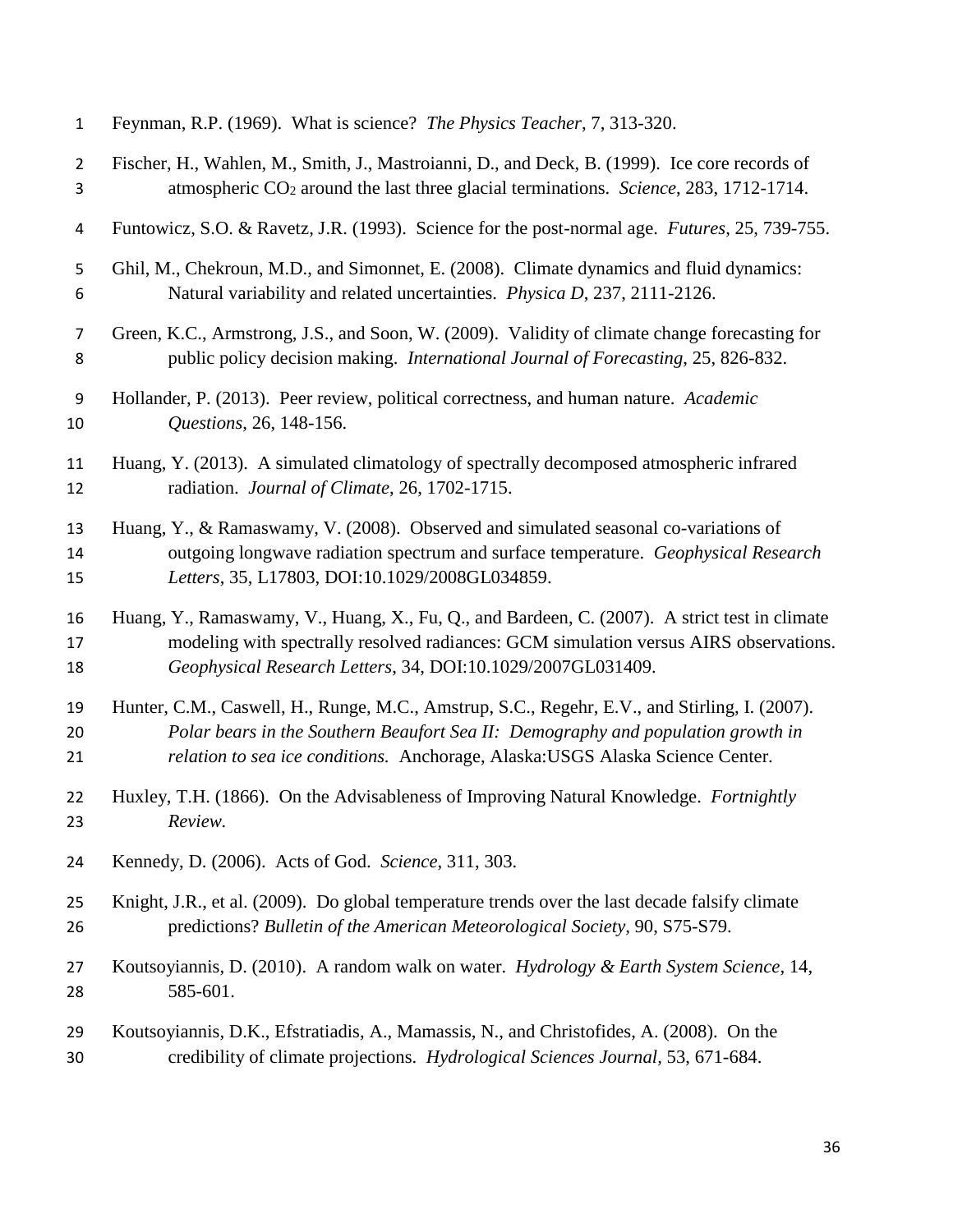Feynman, R.P. (1969). What is science? *The Physics Teacher*, 7, 313-320.

Fischer, H., Wahlen, M., Smith, J., Mastroianni, D., and Deck, B. (1999). Ice core records of atmospheric $CO_2$ around the last three glacial terminations. *Science*, 283, 1712-1714.

Funtowicz, S.O. & Ravetz, J.R. (1993). Science for the post-normal age. *Futures*, 25, 739-755.

Ghil, M., Chekroun, M.D., and Simonnet, E. (2008). Climate dynamics and fluid dynamics: Natural variability and related uncertainties. *Physica D*, 237, 2111-2126.

Green, K.C., Armstrong, J.S., and Soon, W. (2009). Validity of climate change forecasting for public policy decision making. *International Journal of Forecasting*, 25, 826-832.

Hollander, P. (2013). Peer review, political correctness, and human nature. *Academic Questions*, 26, 148-156.

Huang, Y. (2013). A simulated climatology of spectrally decomposed atmospheric infrared radiation. *Journal of Climate*, 26, 1702-1715.

Huang, Y., & Ramaswamy, V. (2008). Observed and simulated seasonal co-variations of outgoing longwave radiation spectrum and surface temperature. *Geophysical Research Letters*, 35, L17803, DOI:10.1029/2008GL034859.

Huang, Y., Ramaswamy, V., Huang, X., Fu, Q., and Bardeen, C. (2007). A strict test in climate modeling with spectrally resolved radiances: GCM simulation versus AIRS observations. *Geophysical Research Letters*, 34, DOI:10.1029/2007GL031409.

Hunter, C.M., Caswell, H., Runge, M.C., Amstrup, S.C., Regehr, E.V., and Stirling, I. (2007). *Polar bears in the Southern Beaufort Sea II: Demography and population growth in relation to sea ice conditions.* Anchorage, Alaska:USGS Alaska Science Center.

Huxley, T.H. (1866). On the Advisableness of Improving Natural Knowledge. *Fortnightly Review.*

Kennedy, D. (2006). Acts of God. *Science*, 311, 303.

Knight, J.R., et al. (2009). Do global temperature trends over the last decade falsify climate predictions? *Bulletin of the American Meteorological Society*, 90, S75-S79.

Koutsoyiannis, D. (2010). A random walk on water. *Hydrology & Earth System Science*, 14, 585-601.

Koutsoyiannis, D.K., Efstratiadis, A., Mamassis, N., and Christofides, A. (2008). On the credibility of climate projections. *Hydrological Sciences Journal*, 53, 671-684.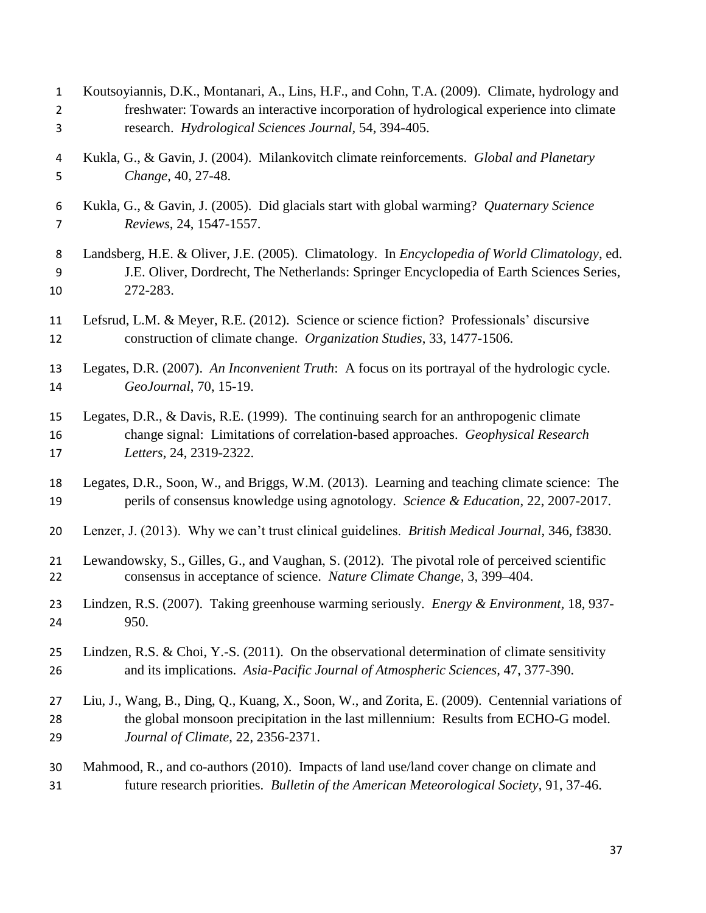Koutsoyiannis, D.K., Montanari, A., Lins, H.F., and Cohn, T.A. (2009). Climate, hydrology and freshwater: Towards an interactive incorporation of hydrological experience into climate research. *Hydrological Sciences Journal,* 54, 394-405.

Kukla, G., & Gavin, J. (2004). Milankovitch climate reinforcements. *Global and Planetary Change*, 40, 27-48.

Kukla, G., & Gavin, J. (2005). Did glacials start with global warming? *Quaternary Science Reviews*, 24, 1547-1557.

Landsberg, H.E. & Oliver, J.E. (2005). Climatology. In *Encyclopedia of World Climatology*, ed. J.E. Oliver, Dordrecht, The Netherlands: Springer Encyclopedia of Earth Sciences Series, 272-283.

Lefsrud, L.M. & Meyer, R.E. (2012). Science or science fiction? Professionals' discursive construction of climate change. *Organization Studies*, 33, 1477-1506.

Legates, D.R. (2007). *An Inconvenient Truth*: A focus on its portrayal of the hydrologic cycle. *GeoJournal*, 70, 15-19.

Legates, D.R., & Davis, R.E. (1999). The continuing search for an anthropogenic climate change signal: Limitations of correlation-based approaches. *Geophysical Research Letters*, 24, 2319-2322.

Legates, D.R., Soon, W., and Briggs, W.M. (2013). Learning and teaching climate science: The perils of consensus knowledge using agnotology. *Science & Education*, 22, 2007-2017.

Lenzer, J. (2013). Why we can't trust clinical guidelines. *British Medical Journal*, 346, f3830.

Lewandowsky, S., Gilles, G., and Vaughan, S. (2012). The pivotal role of perceived scientific consensus in acceptance of science. *Nature Climate Change,* 3, 399–404.

Lindzen, R.S. (2007). Taking greenhouse warming seriously. *Energy & Environment,* 18, 937-950.

Lindzen, R.S. & Choi, Y.-S. (2011). On the observational determination of climate sensitivity and its implications. *Asia-Pacific Journal of Atmospheric Sciences,* 47, 377-390.

Liu, J., Wang, B., Ding, Q., Kuang, X., Soon, W., and Zorita, E. (2009). Centennial variations of the global monsoon precipitation in the last millennium: Results from ECHO-G model. *Journal of Climate*, 22, 2356-2371.

Mahmood, R., and co-authors (2010). Impacts of land use/land cover change on climate and future research priorities. *Bulletin of the American Meteorological Society*, 91, 37-46.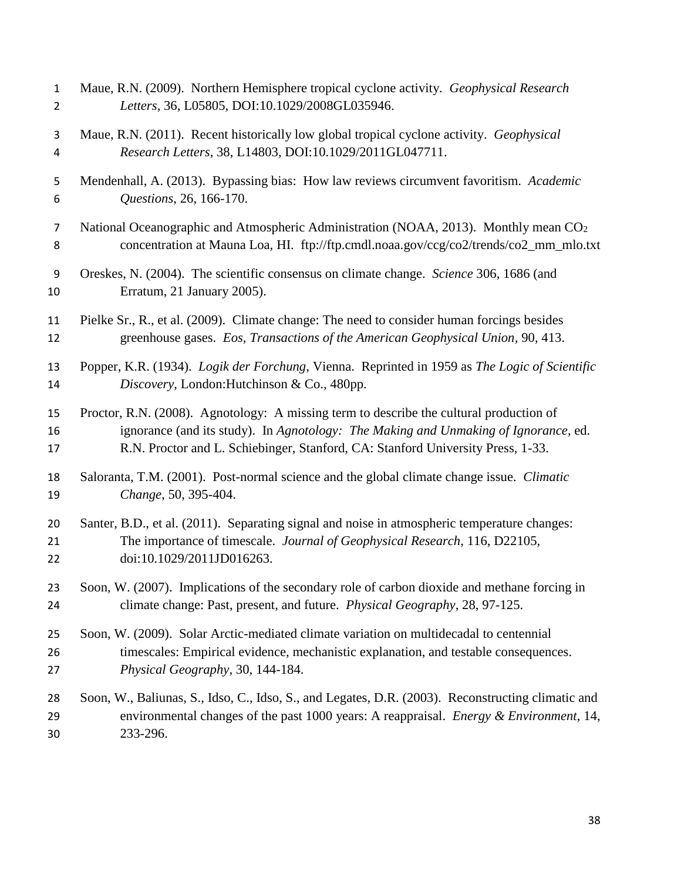Maue, R.N. (2009). Northern Hemisphere tropical cyclone activity. *Geophysical Research Letters*, 36, L05805, DOI:10.1029/2008GL035946.

Maue, R.N. (2011). Recent historically low global tropical cyclone activity. *Geophysical Research Letters*, 38, L14803, DOI:10.1029/2011GL047711.

Mendenhall, A. (2013). Bypassing bias: How law reviews circumvent favoritism. *Academic Questions*, 26, 166-170.

National Oceanographic and Atmospheric Administration (NOAA, 2013). Monthly mean $CO_2$ concentration at Mauna Loa, HI. ftp://ftp.cmdl.noaa.gov/ccg/co2/trends/co2_mm_mlo.txt

Oreskes, N. (2004). The scientific consensus on climate change. *Science* 306, 1686 (and Erratum, 21 January 2005).

Pielke Sr., R., et al. (2009). Climate change: The need to consider human forcings besides greenhouse gases. *Eos, Transactions of the American Geophysical Union*, 90, 413.

Popper, K.R. (1934). *Logik der Forchung*, Vienna. Reprinted in 1959 as *The Logic of Scientific Discovery*, London:Hutchinson & Co., 480pp.

Proctor, R.N. (2008). Agnotology: A missing term to describe the cultural production of ignorance (and its study). In *Agnotology: The Making and Unmaking of Ignorance*, ed. R.N. Proctor and L. Schiebinger, Stanford, CA: Stanford University Press, 1-33.

Saloranta, T.M. (2001). Post-normal science and the global climate change issue. *Climatic Change*, 50, 395-404.

Santer, B.D., et al. (2011). Separating signal and noise in atmospheric temperature changes: The importance of timescale. *Journal of Geophysical Research*, 116, D22105, doi:10.1029/2011JD016263.

Soon, W. (2007). Implications of the secondary role of carbon dioxide and methane forcing in climate change: Past, present, and future. *Physical Geography*, 28, 97-125.

Soon, W. (2009). Solar Arctic-mediated climate variation on multidecadal to centennial timescales: Empirical evidence, mechanistic explanation, and testable consequences. *Physical Geography*, 30, 144-184.

Soon, W., Baliunas, S., Idso, C., Idso, S., and Legates, D.R. (2003). Reconstructing climatic and environmental changes of the past 1000 years: A reappraisal. *Energy & Environment*, 14, 233-296.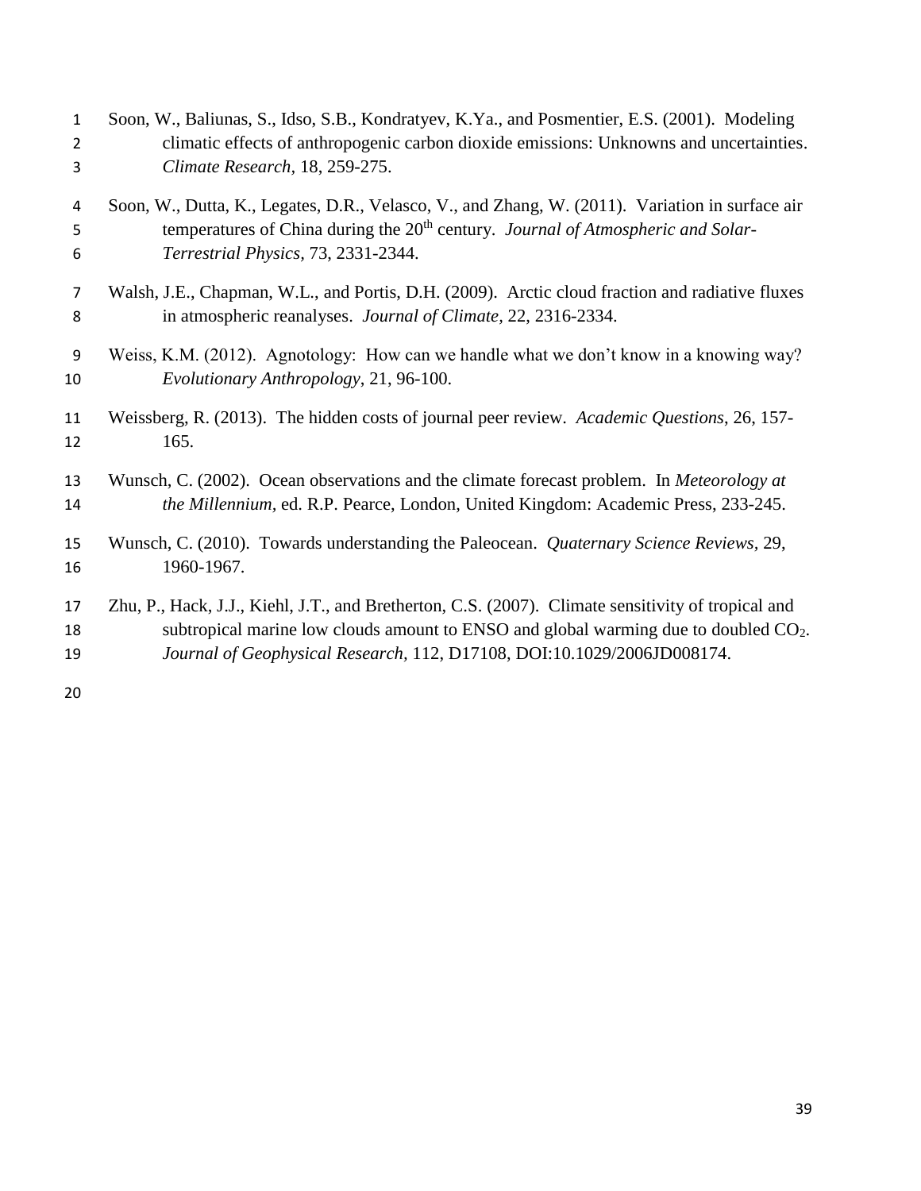Soon, W., Baliunas, S., Idso, S.B., Kondratyev, K.Ya., and Posmentier, E.S. (2001). Modeling climatic effects of anthropogenic carbon dioxide emissions: Unknowns and uncertainties. *Climate Research,* 18, 259-275.

Soon, W., Dutta, K., Legates, D.R., Velasco, V., and Zhang, W. (2011). Variation in surface air temperatures of China during the 20th century. *Journal of Atmospheric and Solar-Terrestrial Physics,* 73, 2331-2344.

Walsh, J.E., Chapman, W.L., and Portis, D.H. (2009). Arctic cloud fraction and radiative fluxes in atmospheric reanalyses. *Journal of Climate,* 22, 2316-2334.

Weiss, K.M. (2012). Agnotology: How can we handle what we don't know in a knowing way? *Evolutionary Anthropology*, 21, 96-100.

Weissberg, R. (2013). The hidden costs of journal peer review. *Academic Questions*, 26, 157-165.

Wunsch, C. (2002). Ocean observations and the climate forecast problem. In *Meteorology at the Millennium,* ed. R.P. Pearce, London, United Kingdom: Academic Press, 233-245.

Wunsch, C. (2010). Towards understanding the Paleocean. *Quaternary Science Reviews,* 29, 1960-1967.

Zhu, P., Hack, J.J., Kiehl, J.T., and Bretherton, C.S. (2007). Climate sensitivity of tropical and subtropical marine low clouds amount to ENSO and global warming due to doubled $CO_2$. *Journal of Geophysical Research,* 112, D17108, DOI:10.1029/2006JD008174.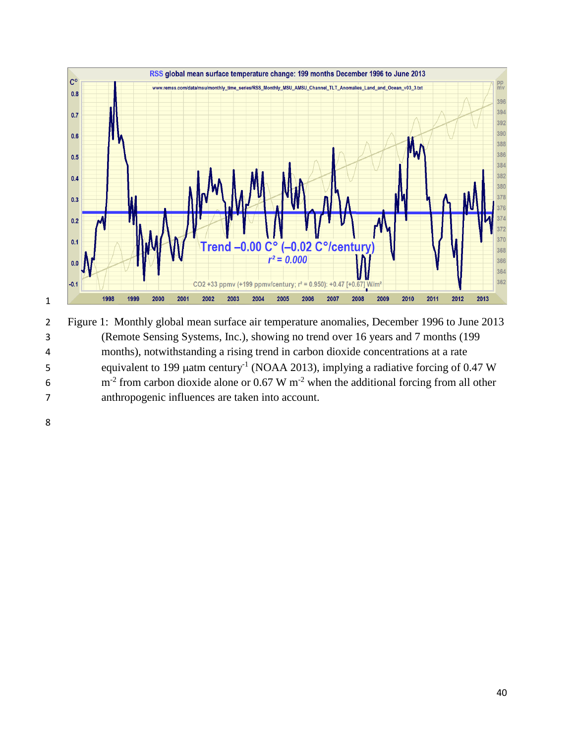Figure 1: Monthly global mean surface air temperature anomalies, December 1996 to June 2013 (Remote Sensing Systems, Inc.), showing no trend over 16 years and 7 months (199 months), notwithstanding a rising trend in carbon dioxide concentrations at a rate equivalent to 199 μatm $century^{-1}$ (NOAA 2013), implying a radiative forcing of 0.47 W $m^{-2}$ from carbon dioxide alone or 0.67 W $m^{-2}$ when the additional forcing from all other anthropogenic influences are taken into account.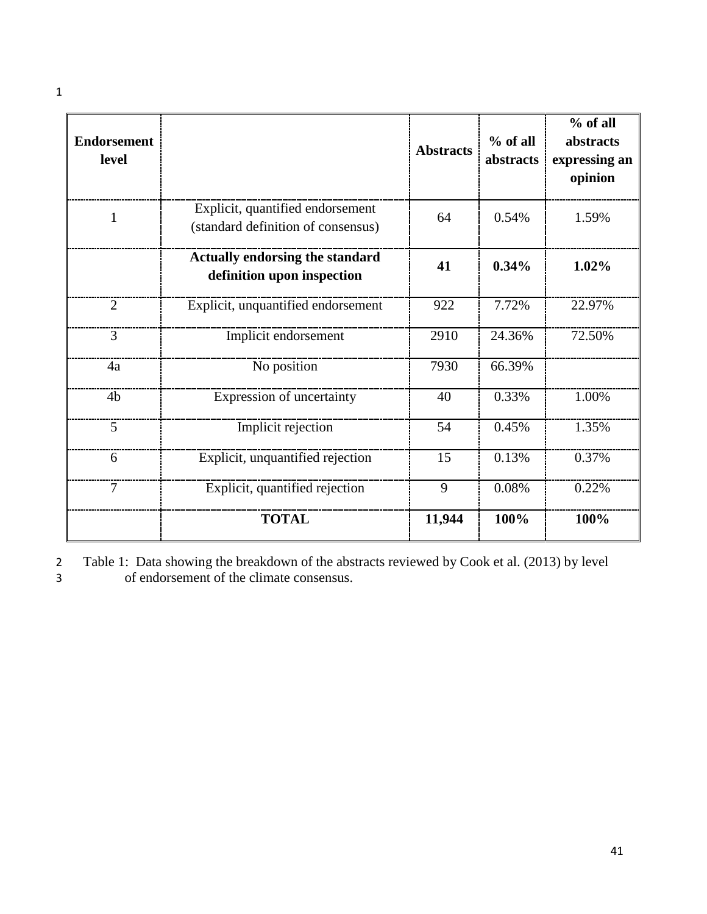| Endorsement level | | Abstracts | % of all abstracts | % of all abstracts expressing an opinion |
|---|---|---|---|---|
| 1 | Explicit, quantified endorsement (standard definition of consensus) | 64 | 0.54% | 1.59% |
| | **Actually endorsing the standard definition upon inspection** | **41** | **0.34%** | **1.02%** |
| 2 | Explicit, unquantified endorsement | 922 | 7.72% | 22.97% |
| 3 | Implicit endorsement | 2910 | 24.36% | 72.50% |
| 4a | No position | 7930 | 66.39% | |
| 4b | Expression of uncertainty | 40 | 0.33% | 1.00% |
| 5 | Implicit rejection | 54 | 0.45% | 1.35% |
| 6 | Explicit, unquantified rejection | 15 | 0.13% | 0.37% |
| 7 | Explicit, quantified rejection | 9 | 0.08% | 0.22% |
| | **TOTAL** | **11,944** | **100%** | **100%** |

Table 1: Data showing the breakdown of the abstracts reviewed by Cook et al. (2013) by level of endorsement of the climate consensus.